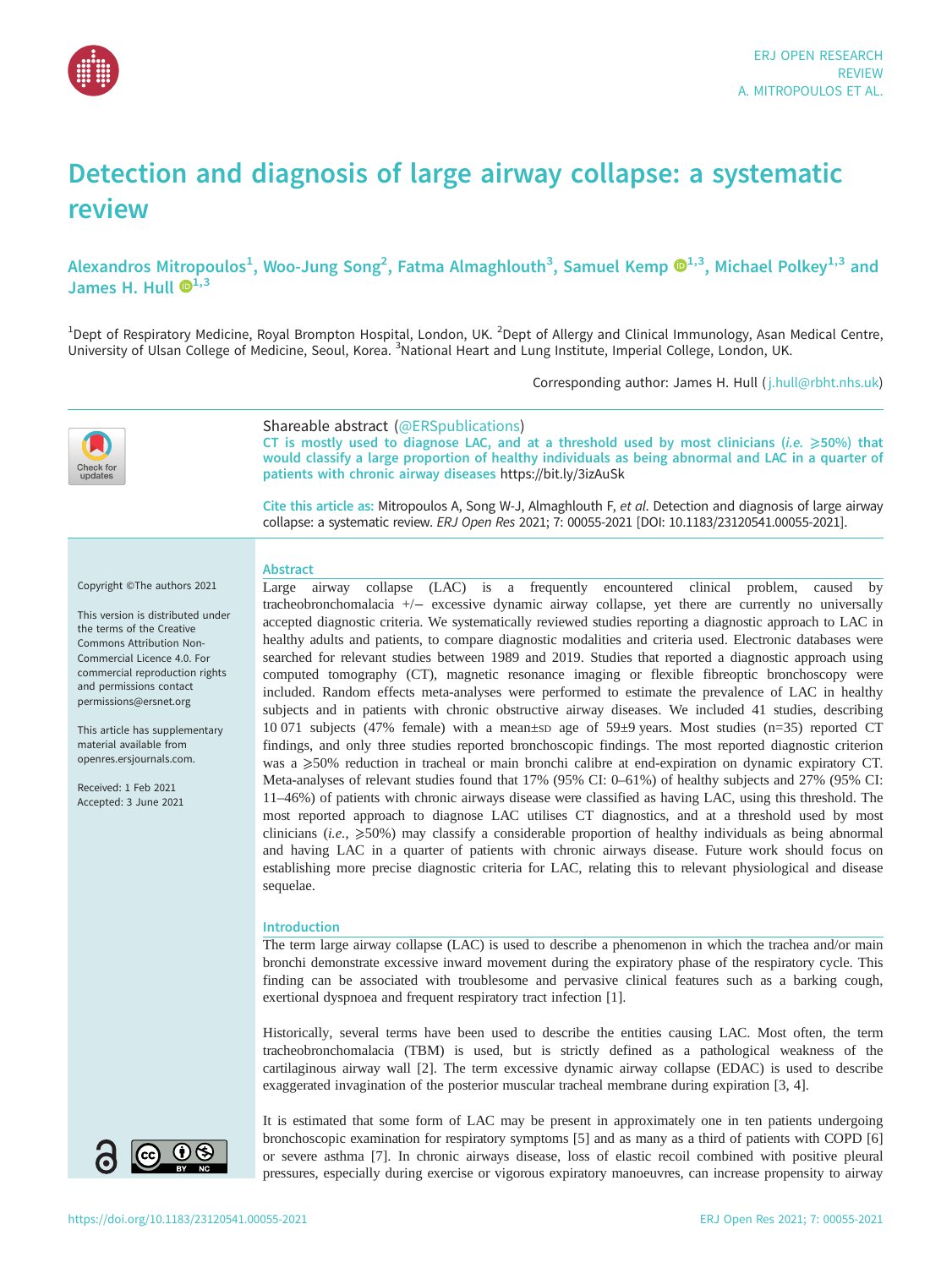# Detection and diagnosis of large airway collapse: a systematic review

Alexandros Mitropoulos[1], Woo-Jung Song[2], Fatma Almaghlouth[3], Samuel Kemp[1,3], Michael Polkey[1,3] and James H. Hull[1,3]

[1]Dept of Respiratory Medicine, Royal Brompton Hospital, London, UK. [2]Dept of Allergy and Clinical Immunology, Asan Medical Centre, University of Ulsan College of Medicine, Seoul, Korea. [3]National Heart and Lung Institute, Imperial College, London, UK.

Corresponding author: James H. Hull (j.hull@rbht.nhs.uk)

Shareable abstract (@ERSpublications)
CT is mostly used to diagnose LAC, and at a threshold used by most clinicians (*i.e.* ⩾50%) that would classify a large proportion of healthy individuals as being abnormal and LAC in a quarter of patients with chronic airway diseases https://bit.ly/3izAuSk

**Cite this article as:** Mitropoulos A, Song W-J, Almaghlouth F, *et al.* Detection and diagnosis of large airway collapse: a systematic review. *ERJ Open Res* 2021; 7: 00055-2021 [DOI: 10.1183/23120541.00055-2021].

Copyright ©The authors 2021

This version is distributed under the terms of the Creative Commons Attribution Non-Commercial Licence 4.0. For commercial reproduction rights and permissions contact permissions@ersnet.org

This article has supplementary material available from openres.ersjournals.com.

Received: 1 Feb 2021
Accepted: 3 June 2021

## Abstract

Large airway collapse (LAC) is a frequently encountered clinical problem, caused by tracheobronchomalacia +/− excessive dynamic airway collapse, yet there are currently no universally accepted diagnostic criteria. We systematically reviewed studies reporting a diagnostic approach to LAC in healthy adults and patients, to compare diagnostic modalities and criteria used. Electronic databases were searched for relevant studies between 1989 and 2019. Studies that reported a diagnostic approach using computed tomography (CT), magnetic resonance imaging or flexible fibreoptic bronchoscopy were included. Random effects meta-analyses were performed to estimate the prevalence of LAC in healthy subjects and in patients with chronic obstructive airway diseases. We included 41 studies, describing 10 071 subjects (47% female) with a mean±SD age of 59±9 years. Most studies (n=35) reported CT findings, and only three studies reported bronchoscopic findings. The most reported diagnostic criterion was a ⩾50% reduction in tracheal or main bronchi calibre at end-expiration on dynamic expiratory CT. Meta-analyses of relevant studies found that 17% (95% CI: 0–61%) of healthy subjects and 27% (95% CI: 11–46%) of patients with chronic airways disease were classified as having LAC, using this threshold. The most reported approach to diagnose LAC utilises CT diagnostics, and at a threshold used by most clinicians (*i.e.*, ⩾50%) may classify a considerable proportion of healthy individuals as being abnormal and having LAC in a quarter of patients with chronic airways disease. Future work should focus on establishing more precise diagnostic criteria for LAC, relating this to relevant physiological and disease sequelae.

## Introduction

The term large airway collapse (LAC) is used to describe a phenomenon in which the trachea and/or main bronchi demonstrate excessive inward movement during the expiratory phase of the respiratory cycle. This finding can be associated with troublesome and pervasive clinical features such as a barking cough, exertional dyspnoea and frequent respiratory tract infection [1].

Historically, several terms have been used to describe the entities causing LAC. Most often, the term tracheobronchomalacia (TBM) is used, but is strictly defined as a pathological weakness of the cartilaginous airway wall [2]. The term excessive dynamic airway collapse (EDAC) is used to describe exaggerated invagination of the posterior muscular tracheal membrane during expiration [3, 4].

It is estimated that some form of LAC may be present in approximately one in ten patients undergoing bronchoscopic examination for respiratory symptoms [5] and as many as a third of patients with COPD [6] or severe asthma [7]. In chronic airways disease, loss of elastic recoil combined with positive pleural pressures, especially during exercise or vigorous expiratory manoeuvres, can increase propensity to airway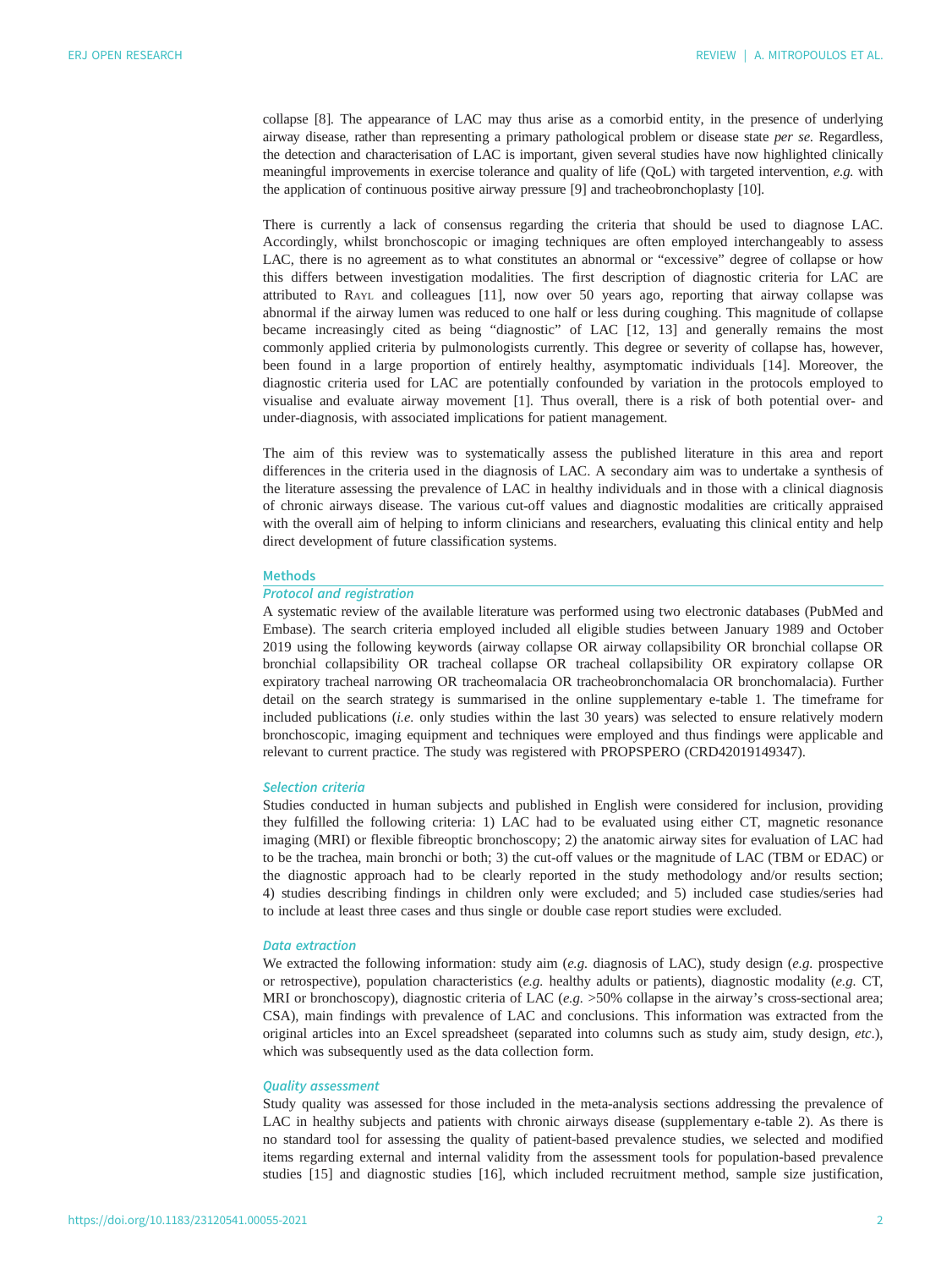collapse [8]. The appearance of LAC may thus arise as a comorbid entity, in the presence of underlying airway disease, rather than representing a primary pathological problem or disease state *per se.* Regardless, the detection and characterisation of LAC is important, given several studies have now highlighted clinically meaningful improvements in exercise tolerance and quality of life (QoL) with targeted intervention, *e.g.* with the application of continuous positive airway pressure [9] and tracheobronchoplasty [10].

There is currently a lack of consensus regarding the criteria that should be used to diagnose LAC. Accordingly, whilst bronchoscopic or imaging techniques are often employed interchangeably to assess LAC, there is no agreement as to what constitutes an abnormal or "excessive" degree of collapse or how this differs between investigation modalities. The first description of diagnostic criteria for LAC are attributed to Rayl and colleagues [11], now over 50 years ago, reporting that airway collapse was abnormal if the airway lumen was reduced to one half or less during coughing. This magnitude of collapse became increasingly cited as being "diagnostic" of LAC [12, 13] and generally remains the most commonly applied criteria by pulmonologists currently. This degree or severity of collapse has, however, been found in a large proportion of entirely healthy, asymptomatic individuals [14]. Moreover, the diagnostic criteria used for LAC are potentially confounded by variation in the protocols employed to visualise and evaluate airway movement [1]. Thus overall, there is a risk of both potential over- and under-diagnosis, with associated implications for patient management.

The aim of this review was to systematically assess the published literature in this area and report differences in the criteria used in the diagnosis of LAC. A secondary aim was to undertake a synthesis of the literature assessing the prevalence of LAC in healthy individuals and in those with a clinical diagnosis of chronic airways disease. The various cut-off values and diagnostic modalities are critically appraised with the overall aim of helping to inform clinicians and researchers, evaluating this clinical entity and help direct development of future classification systems.

## Methods

### *Protocol and registration*

A systematic review of the available literature was performed using two electronic databases (PubMed and Embase). The search criteria employed included all eligible studies between January 1989 and October 2019 using the following keywords (airway collapse OR airway collapsibility OR bronchial collapse OR bronchial collapsibility OR tracheal collapse OR tracheal collapsibility OR expiratory collapse OR expiratory tracheal narrowing OR tracheomalacia OR tracheobronchomalacia OR bronchomalacia). Further detail on the search strategy is summarised in the online supplementary e-table 1. The timeframe for included publications (*i.e.* only studies within the last 30 years) was selected to ensure relatively modern bronchoscopic, imaging equipment and techniques were employed and thus findings were applicable and relevant to current practice. The study was registered with PROPSPERO (CRD42019149347).

### *Selection criteria*

Studies conducted in human subjects and published in English were considered for inclusion, providing they fulfilled the following criteria: 1) LAC had to be evaluated using either CT, magnetic resonance imaging (MRI) or flexible fibreoptic bronchoscopy; 2) the anatomic airway sites for evaluation of LAC had to be the trachea, main bronchi or both; 3) the cut-off values or the magnitude of LAC (TBM or EDAC) or the diagnostic approach had to be clearly reported in the study methodology and/or results section; 4) studies describing findings in children only were excluded; and 5) included case studies/series had to include at least three cases and thus single or double case report studies were excluded.

### *Data extraction*

We extracted the following information: study aim (*e.g.* diagnosis of LAC), study design (*e.g.* prospective or retrospective), population characteristics (*e.g.* healthy adults or patients), diagnostic modality (*e.g.* CT, MRI or bronchoscopy), diagnostic criteria of LAC (*e.g.* >50% collapse in the airway's cross-sectional area; CSA), main findings with prevalence of LAC and conclusions. This information was extracted from the original articles into an Excel spreadsheet (separated into columns such as study aim, study design, *etc.*), which was subsequently used as the data collection form.

### *Quality assessment*

Study quality was assessed for those included in the meta-analysis sections addressing the prevalence of LAC in healthy subjects and patients with chronic airways disease (supplementary e-table 2). As there is no standard tool for assessing the quality of patient-based prevalence studies, we selected and modified items regarding external and internal validity from the assessment tools for population-based prevalence studies [15] and diagnostic studies [16], which included recruitment method, sample size justification,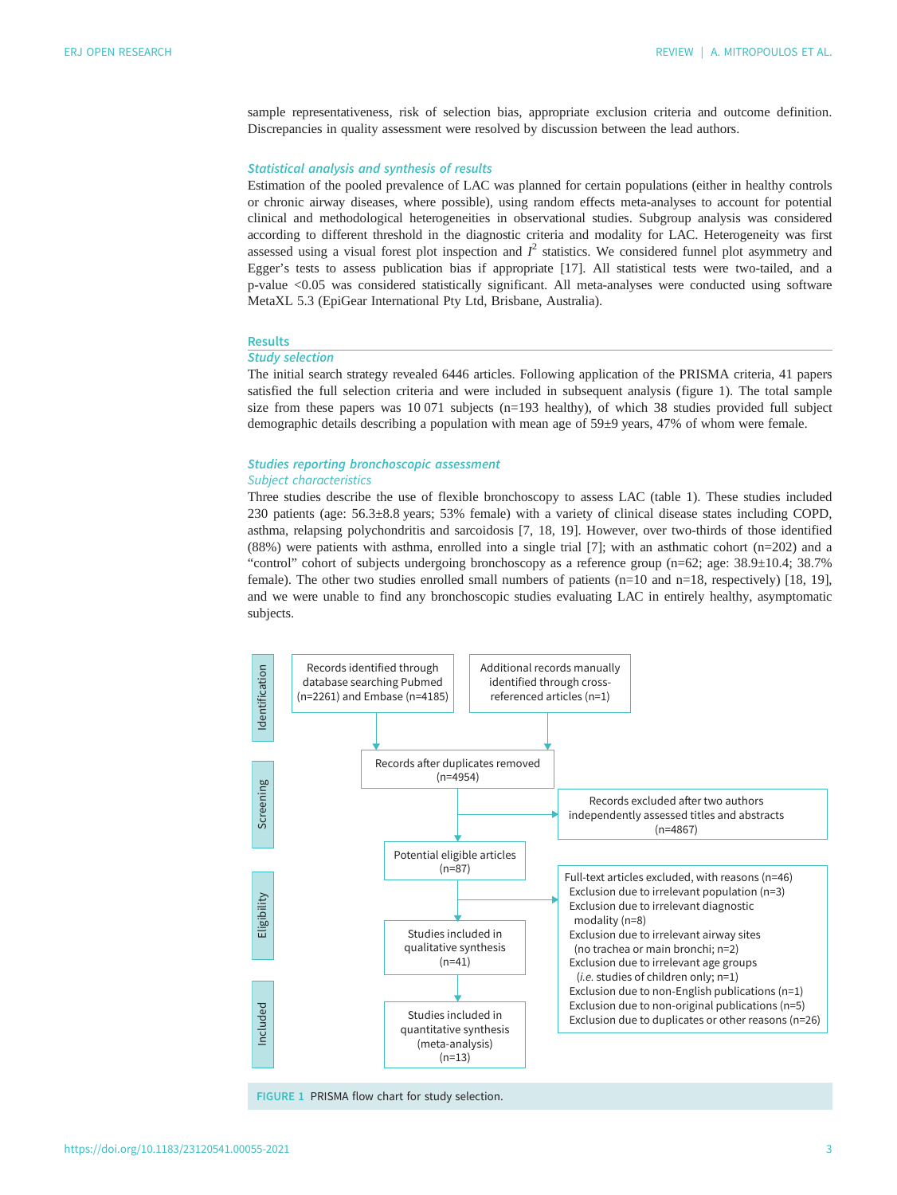sample representativeness, risk of selection bias, appropriate exclusion criteria and outcome definition. Discrepancies in quality assessment were resolved by discussion between the lead authors.

### *Statistical analysis and synthesis of results*

Estimation of the pooled prevalence of LAC was planned for certain populations (either in healthy controls or chronic airway diseases, where possible), using random effects meta-analyses to account for potential clinical and methodological heterogeneities in observational studies. Subgroup analysis was considered according to different threshold in the diagnostic criteria and modality for LAC. Heterogeneity was first assessed using a visual forest plot inspection and $I^2$ statistics. We considered funnel plot asymmetry and Egger's tests to assess publication bias if appropriate [17]. All statistical tests were two-tailed, and a p-value <0.05 was considered statistically significant. All meta-analyses were conducted using software MetaXL 5.3 (EpiGear International Pty Ltd, Brisbane, Australia).

## Results

### *Study selection*

The initial search strategy revealed 6446 articles. Following application of the PRISMA criteria, 41 papers satisfied the full selection criteria and were included in subsequent analysis (figure 1). The total sample size from these papers was 10 071 subjects (n=193 healthy), of which 38 studies provided full subject demographic details describing a population with mean age of 59±9 years, 47% of whom were female.

### *Studies reporting bronchoscopic assessment*

#### *Subject characteristics*

Three studies describe the use of flexible bronchoscopy to assess LAC (table 1). These studies included 230 patients (age: 56.3±8.8 years; 53% female) with a variety of clinical disease states including COPD, asthma, relapsing polychondritis and sarcoidosis [7, 18, 19]. However, over two-thirds of those identified (88%) were patients with asthma, enrolled into a single trial [7]; with an asthmatic cohort (n=202) and a "control" cohort of subjects undergoing bronchoscopy as a reference group (n=62; age: 38.9±10.4; 38.7% female). The other two studies enrolled small numbers of patients (n=10 and n=18, respectively) [18, 19], and we were unable to find any bronchoscopic studies evaluating LAC in entirely healthy, asymptomatic subjects.

Identification:
- Records identified through database searching Pubmed (n=2261) and Embase (n=4185)
- Additional records manually identified through cross-referenced articles (n=1)

Screening:
- Records after duplicates removed (n=4954)
- Records excluded after two authors independently assessed titles and abstracts (n=4867)

Eligibility:
- Potential eligible articles (n=87)
- Full-text articles excluded, with reasons (n=46)
  - Exclusion due to irrelevant population (n=3)
  - Exclusion due to irrelevant diagnostic modality (n=8)
  - Exclusion due to irrelevant airway sites (no trachea or main bronchi; n=2)
  - Exclusion due to irrelevant age groups (*i.e.* studies of children only; n=1)
  - Exclusion due to non-English publications (n=1)
  - Exclusion due to non-original publications (n=5)
  - Exclusion due to duplicates or other reasons (n=26)
- Studies included in qualitative synthesis (n=41)

Included:
- Studies included in quantitative synthesis (meta-analysis) (n=13)

FIGURE 1 PRISMA flow chart for study selection.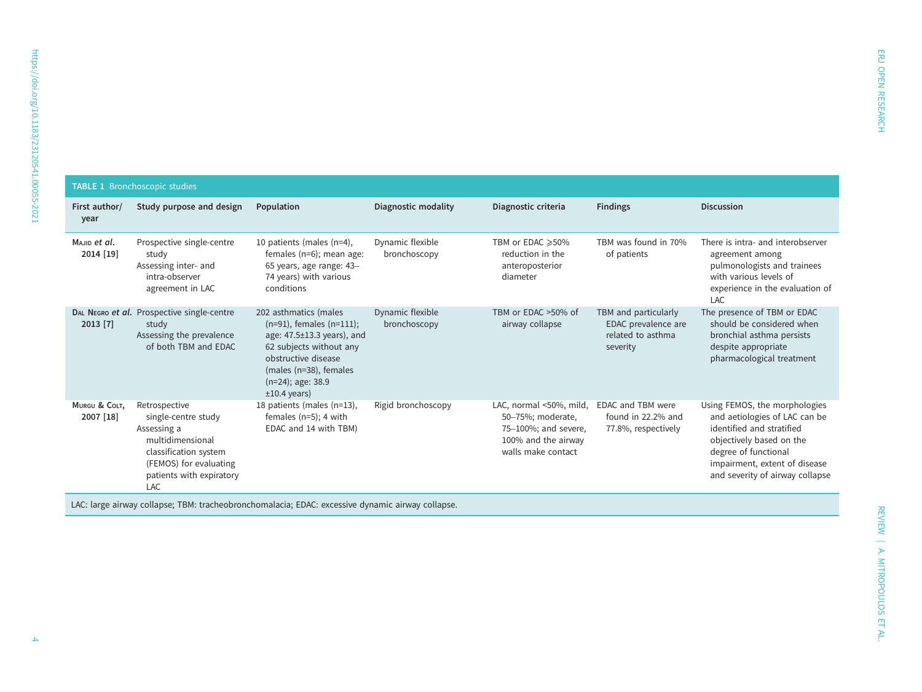**TABLE 1** Bronchoscopic studies

| First author/ year | Study purpose and design | Population | Diagnostic modality | Diagnostic criteria | Findings | Discussion |
|---|---|---|---|---|---|---|
| Majid *et al.* 2014 [19] | Prospective single-centre study<br>Assessing inter- and intra-observer agreement in LAC | 10 patients (males (n=4), females (n=6); mean age: 65 years, age range: 43–74 years) with various conditions | Dynamic flexible bronchoscopy | TBM or EDAC ⩾50% reduction in the anteroposterior diameter | TBM was found in 70% of patients | There is intra- and interobserver agreement among pulmonologists and trainees with various levels of experience in the evaluation of LAC |
| Dal Negro *et al.* 2013 [7] | Prospective single-centre study<br>Assessing the prevalence of both TBM and EDAC | 202 asthmatics (males (n=91), females (n=111); age: 47.5±13.3 years), and 62 subjects without any obstructive disease (males (n=38), females (n=24); age: 38.9 ±10.4 years) | Dynamic flexible bronchoscopy | TBM or EDAC >50% of airway collapse | TBM and particularly EDAC prevalence are related to asthma severity | The presence of TBM or EDAC should be considered when bronchial asthma persists despite appropriate pharmacological treatment |
| Murgu & Colt, 2007 [18] | Retrospective single-centre study<br>Assessing a multidimensional classification system (FEMOS) for evaluating patients with expiratory LAC | 18 patients (males (n=13), females (n=5); 4 with EDAC and 14 with TBM) | Rigid bronchoscopy | LAC, normal <50%, mild, 50–75%; moderate, 75–100%; and severe, 100% and the airway walls make contact | EDAC and TBM were found in 22.2% and 77.8%, respectively | Using FEMOS, the morphologies and aetiologies of LAC can be identified and stratified objectively based on the degree of functional impairment, extent of disease and severity of airway collapse |

LAC: large airway collapse; TBM: tracheobronchomalacia; EDAC: excessive dynamic airway collapse.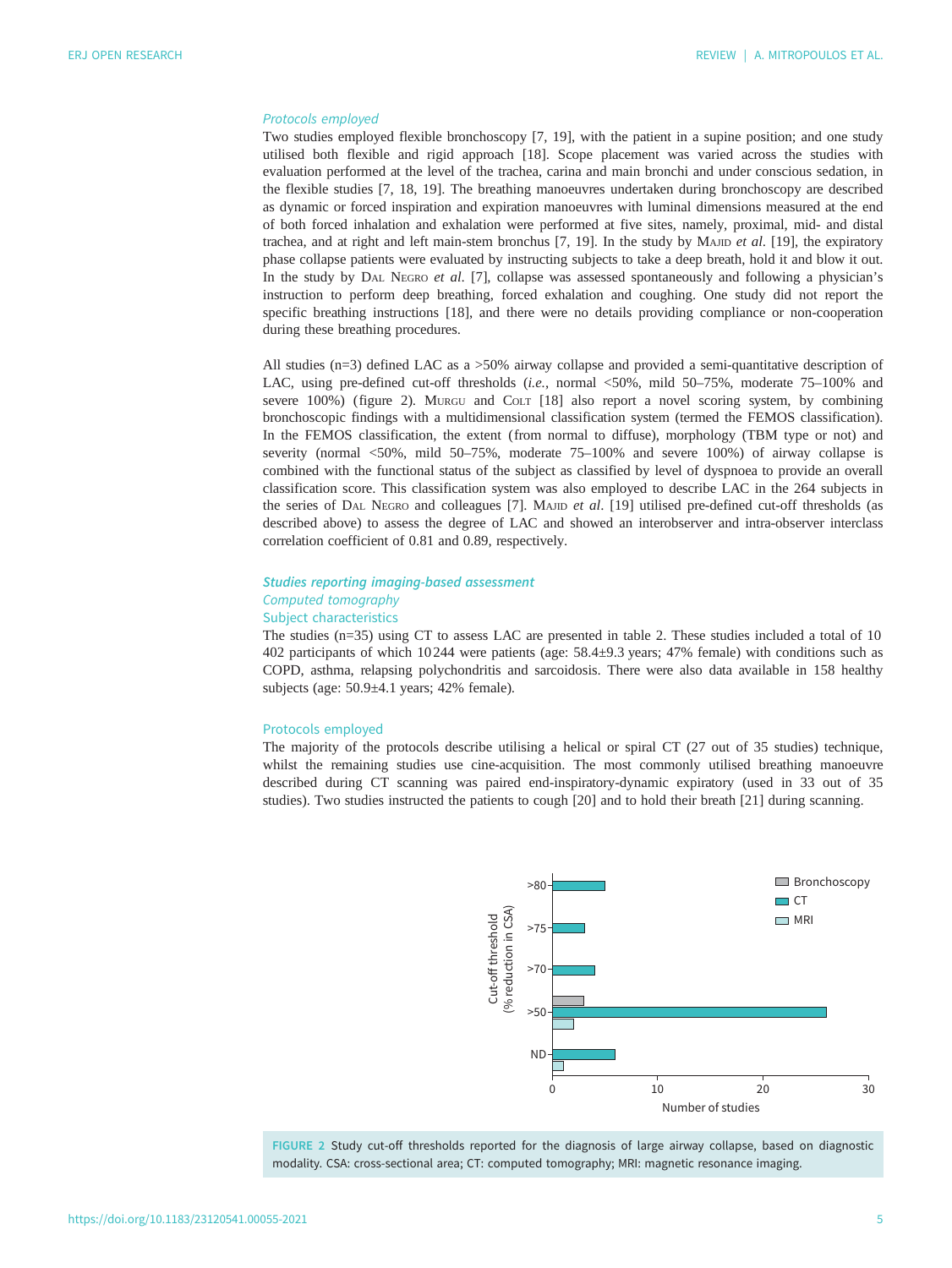### Protocols employed

Two studies employed flexible bronchoscopy [7, 19], with the patient in a supine position; and one study utilised both flexible and rigid approach [18]. Scope placement was varied across the studies with evaluation performed at the level of the trachea, carina and main bronchi and under conscious sedation, in the flexible studies [7, 18, 19]. The breathing manoeuvres undertaken during bronchoscopy are described as dynamic or forced inspiration and expiration manoeuvres with luminal dimensions measured at the end of both forced inhalation and exhalation were performed at five sites, namely, proximal, mid- and distal trachea, and at right and left main-stem bronchus [7, 19]. In the study by Majid *et al*. [19], the expiratory phase collapse patients were evaluated by instructing subjects to take a deep breath, hold it and blow it out. In the study by Dal Negro *et al*. [7], collapse was assessed spontaneously and following a physician's instruction to perform deep breathing, forced exhalation and coughing. One study did not report the specific breathing instructions [18], and there were no details providing compliance or non-cooperation during these breathing procedures.

All studies (n=3) defined LAC as a >50% airway collapse and provided a semi-quantitative description of LAC, using pre-defined cut-off thresholds (*i.e.*, normal <50%, mild 50–75%, moderate 75–100% and severe 100%) (figure 2). Murgu and Colt [18] also report a novel scoring system, by combining bronchoscopic findings with a multidimensional classification system (termed the FEMOS classification). In the FEMOS classification, the extent (from normal to diffuse), morphology (TBM type or not) and severity (normal <50%, mild 50–75%, moderate 75–100% and severe 100%) of airway collapse is combined with the functional status of the subject as classified by level of dyspnoea to provide an overall classification score. This classification system was also employed to describe LAC in the 264 subjects in the series of Dal Negro and colleagues [7]. Majid *et al*. [19] utilised pre-defined cut-off thresholds (as described above) to assess the degree of LAC and showed an interobserver and intra-observer interclass correlation coefficient of 0.81 and 0.89, respectively.

### Studies reporting imaging-based assessment

#### Computed tomography

##### Subject characteristics

The studies (n=35) using CT to assess LAC are presented in table 2. These studies included a total of 10 402 participants of which 10 244 were patients (age: 58.4±9.3 years; 47% female) with conditions such as COPD, asthma, relapsing polychondritis and sarcoidosis. There were also data available in 158 healthy subjects (age: 50.9±4.1 years; 42% female).

##### Protocols employed

The majority of the protocols describe utilising a helical or spiral CT (27 out of 35 studies) technique, whilst the remaining studies use cine-acquisition. The most commonly utilised breathing manoeuvre described during CT scanning was paired end-inspiratory-dynamic expiratory (used in 33 out of 35 studies). Two studies instructed the patients to cough [20] and to hold their breath [21] during scanning.

FIGURE 2 Study cut-off thresholds reported for the diagnosis of large airway collapse, based on diagnostic modality. CSA: cross-sectional area; CT: computed tomography; MRI: magnetic resonance imaging.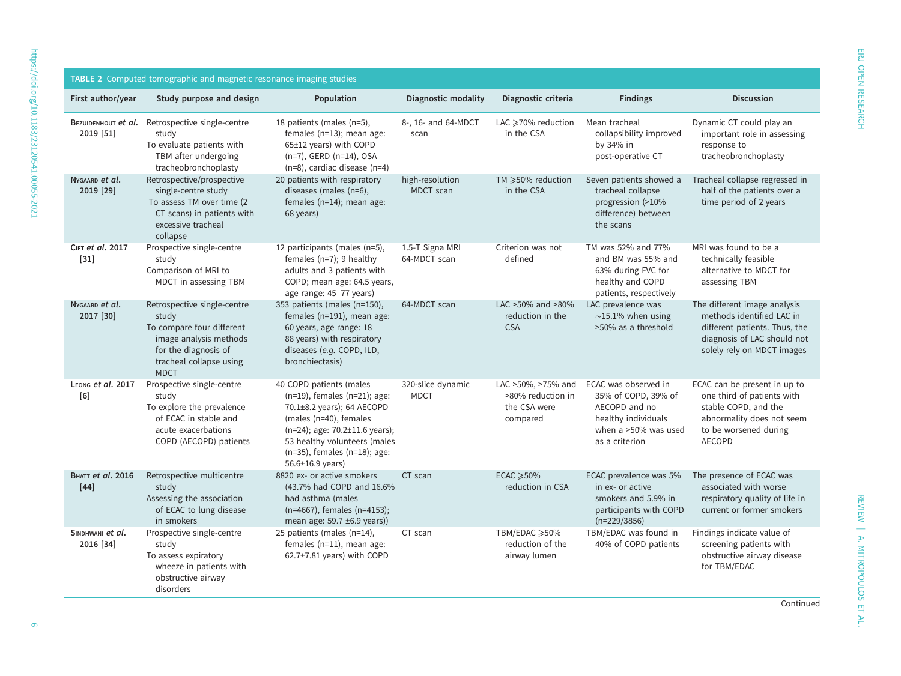**TABLE 2** Computed tomographic and magnetic resonance imaging studies

| First author/year | Study purpose and design | Population | Diagnostic modality | Diagnostic criteria | Findings | Discussion |
|---|---|---|---|---|---|---|
| Bezuidenhout *et al.* 2019 [51] | Retrospective single-centre study<br>To evaluate patients with TBM after undergoing tracheobronchoplasty | 18 patients (males (n=5), females (n=13); mean age: 65±12 years) with COPD (n=7), GERD (n=14), OSA (n=8), cardiac disease (n=4) | 8-, 16- and 64-MDCT scan | LAC ⩾70% reduction in the CSA | Mean tracheal collapsibility improved by 34% in post-operative CT | Dynamic CT could play an important role in assessing response to tracheobronchoplasty |
| Nygaard *et al.* 2019 [29] | Retrospective/prospective single-centre study<br>To assess TM over time (2 CT scans) in patients with excessive tracheal collapse | 20 patients with respiratory diseases (males (n=6), females (n=14); mean age: 68 years) | high-resolution MDCT scan | TM ⩾50% reduction in the CSA | Seven patients showed a tracheal collapse progression (>10% difference) between the scans | Tracheal collapse regressed in half of the patients over a time period of 2 years |
| Ciet *et al.* 2017 [31] | Prospective single-centre study<br>Comparison of MRI to MDCT in assessing TBM | 12 participants (males (n=5), females (n=7); 9 healthy adults and 3 patients with COPD; mean age: 64.5 years, age range: 45–77 years) | 1.5-T Signa MRI<br>64-MDCT scan | Criterion was not defined | TM was 52% and 77% and BM was 55% and 63% during FVC for healthy and COPD patients, respectively | MRI was found to be a technically feasible alternative to MDCT for assessing TBM |
| Nygaard *et al.* 2017 [30] | Retrospective single-centre study<br>To compare four different image analysis methods for the diagnosis of tracheal collapse using MDCT | 353 patients (males (n=150), females (n=191), mean age: 60 years, age range: 18–88 years) with respiratory diseases (*e.g.* COPD, ILD, bronchiectasis) | 64-MDCT scan | LAC >50% and >80% reduction in the CSA | LAC prevalence was ~15.1% when using >50% as a threshold | The different image analysis methods identified LAC in different patients. Thus, the diagnosis of LAC should not solely rely on MDCT images |
| Leong *et al.* 2017 [6] | Prospective single-centre study<br>To explore the prevalence of ECAC in stable and acute exacerbations COPD (AECOPD) patients | 40 COPD patients (males (n=19), females (n=21); age: 70.1±8.2 years); 64 AECOPD (males (n=40), females (n=24); age: 70.2±11.6 years); 53 healthy volunteers (males (n=35), females (n=18); age: 56.6±16.9 years) | 320-slice dynamic MDCT | LAC >50%, >75% and >80% reduction in the CSA were compared | ECAC was observed in 35% of COPD, 39% of AECOPD and no healthy individuals when a >50% was used as a criterion | ECAC can be present in up to one third of patients with stable COPD, and the abnormality does not seem to be worsened during AECOPD |
| Bhatt *et al.* 2016 [44] | Retrospective multicentre study<br>Assessing the association of ECAC to lung disease in smokers | 8820 ex- or active smokers (43.7% had COPD and 16.6% had asthma (males (n=4667), females (n=4153); mean age: 59.7 ±6.9 years)) | CT scan | ECAC ⩾50% reduction in CSA | ECAC prevalence was 5% in ex- or active smokers and 5.9% in participants with COPD (n=229/3856) | The presence of ECAC was associated with worse respiratory quality of life in current or former smokers |
| Sindhwani *et al.* 2016 [34] | Prospective single-centre study<br>To assess expiratory wheeze in patients with obstructive airway disorders | 25 patients (males (n=14), females (n=11), mean age: 62.7±7.81 years) with COPD | CT scan | TBM/EDAC ⩾50% reduction of the airway lumen | TBM/EDAC was found in 40% of COPD patients | Findings indicate value of screening patients with obstructive airway disease for TBM/EDAC |

Continued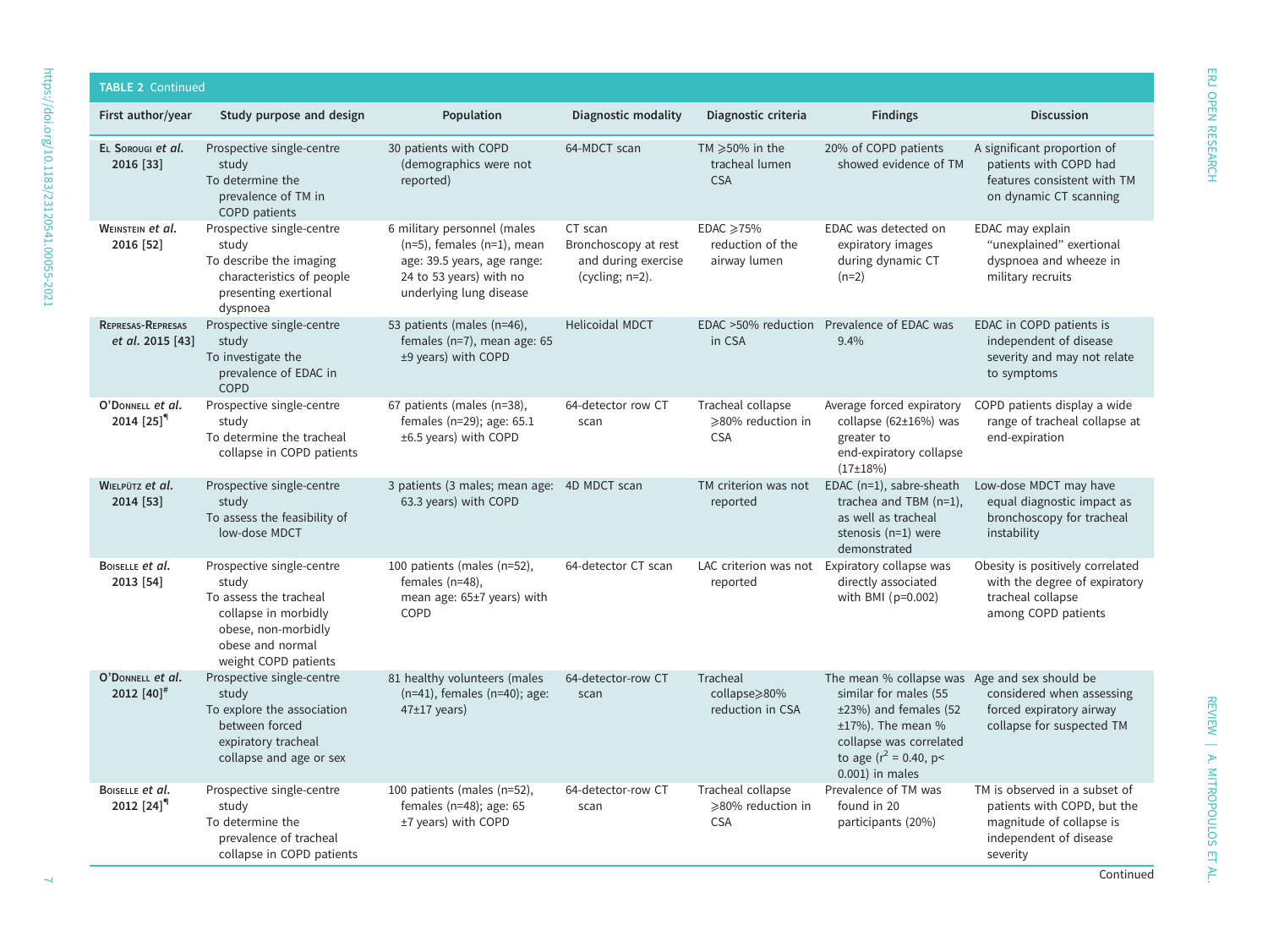**TABLE 2** Continued

| First author/year | Study purpose and design | Population | Diagnostic modality | Diagnostic criteria | Findings | Discussion |
|---|---|---|---|---|---|---|
| El Sorougi *et al.* 2016 [33] | Prospective single-centre study<br>To determine the prevalence of TM in COPD patients | 30 patients with COPD (demographics were not reported) | 64-MDCT scan | TM ⩾50% in the tracheal lumen CSA | 20% of COPD patients showed evidence of TM | A significant proportion of patients with COPD had features consistent with TM on dynamic CT scanning |
| Weinstein *et al.* 2016 [52] | Prospective single-centre study<br>To describe the imaging characteristics of people presenting exertional dyspnoea | 6 military personnel (males (n=5), females (n=1), mean age: 39.5 years, age range: 24 to 53 years) with no underlying lung disease | CT scan<br>Bronchoscopy at rest and during exercise (cycling; n=2). | EDAC ⩾75% reduction of the airway lumen | EDAC was detected on expiratory images during dynamic CT (n=2) | EDAC may explain "unexplained" exertional dyspnoea and wheeze in military recruits |
| Represas-Represas *et al.* 2015 [43] | Prospective single-centre study<br>To investigate the prevalence of EDAC in COPD | 53 patients (males (n=46), females (n=7), mean age: 65 ±9 years) with COPD | Helicoidal MDCT | EDAC >50% reduction in CSA | Prevalence of EDAC was 9.4% | EDAC in COPD patients is independent of disease severity and may not relate to symptoms |
| O'Donnell *et al.* 2014 [25][¶] | Prospective single-centre study<br>To determine the tracheal collapse in COPD patients | 67 patients (males (n=38), females (n=29); age: 65.1 ±6.5 years) with COPD | 64-detector row CT scan | Tracheal collapse ⩾80% reduction in CSA | Average forced expiratory collapse (62±16%) was greater to end-expiratory collapse (17±18%) | COPD patients display a wide range of tracheal collapse at end-expiration |
| Wielpütz *et al.* 2014 [53] | Prospective single-centre study<br>To assess the feasibility of low-dose MDCT | 3 patients (3 males; mean age: 63.3 years) with COPD | 4D MDCT scan | TM criterion was not reported | EDAC (n=1), sabre-sheath trachea and TBM (n=1), as well as tracheal stenosis (n=1) were demonstrated | Low-dose MDCT may have equal diagnostic impact as bronchoscopy for tracheal instability |
| Boiselle *et al.* 2013 [54] | Prospective single-centre study<br>To assess the tracheal collapse in morbidly obese, non-morbidly obese and normal weight COPD patients | 100 patients (males (n=52), females (n=48), mean age: 65±7 years) with COPD | 64-detector CT scan | LAC criterion was not reported | Expiratory collapse was directly associated with BMI (p=0.002) | Obesity is positively correlated with the degree of expiratory tracheal collapse among COPD patients |
| O'Donnell *et al.* 2012 [40][#] | Prospective single-centre study<br>To explore the association between forced expiratory tracheal collapse and age or sex | 81 healthy volunteers (males (n=41), females (n=40); age: 47±17 years) | 64-detector-row CT scan | Tracheal collapse⩾80% reduction in CSA | The mean % collapse was similar for males (55 ±23%) and females (52 ±17%). The mean % collapse was correlated to age ($r^2$ = 0.40, p< 0.001) in males | Age and sex should be considered when assessing forced expiratory airway collapse for suspected TM |
| Boiselle *et al.* 2012 [24][¶] | Prospective single-centre study<br>To determine the prevalence of tracheal collapse in COPD patients | 100 patients (males (n=52), females (n=48); age: 65 ±7 years) with COPD | 64-detector-row CT scan | Tracheal collapse ⩾80% reduction in CSA | Prevalence of TM was found in 20 participants (20%) | TM is observed in a subset of patients with COPD, but the magnitude of collapse is independent of disease severity |

Continued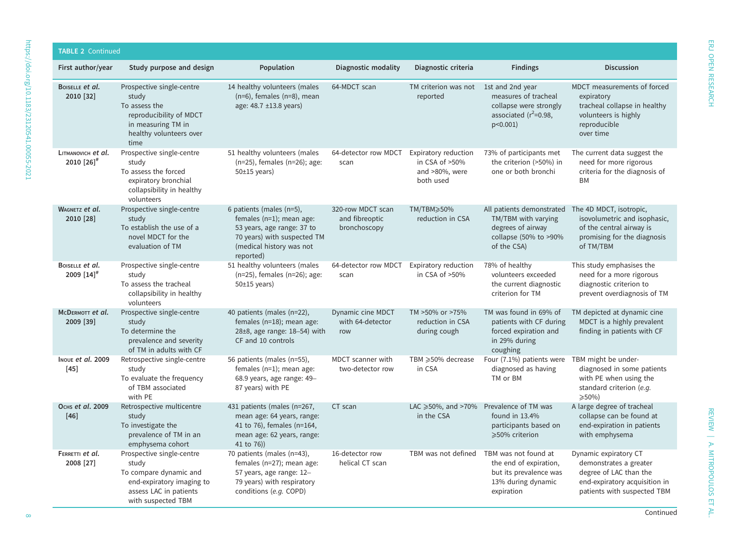**TABLE 2 Continued**

| First author/year | Study purpose and design | Population | Diagnostic modality | Diagnostic criteria | Findings | Discussion |
|---|---|---|---|---|---|---|
| Boiselle *et al.* 2010 [32] | Prospective single-centre study<br>To assess the reproducibility of MDCT in measuring TM in healthy volunteers over time | 14 healthy volunteers (males (n=6), females (n=8), mean age: 48.7 ±13.8 years) | 64-MDCT scan | TM criterion was not reported | 1st and 2nd year measures of tracheal collapse were strongly associated ($r^2$=0.98, p<0.001) | MDCT measurements of forced expiratory tracheal collapse in healthy volunteers is highly reproducible over time |
| Litmanovich *et al.* 2010 [26][#] | Prospective single-centre study<br>To assess the forced expiratory bronchial collapsibility in healthy volunteers | 51 healthy volunteers (males (n=25), females (n=26); age: 50±15 years) | 64-detector row MDCT scan | Expiratory reduction in CSA of >50% and >80%, were both used | 73% of participants met the criterion (>50%) in one or both bronchi | The current data suggest the need for more rigorous criteria for the diagnosis of BM |
| Wagnetz *et al.* 2010 [28] | Prospective single-centre study<br>To establish the use of a novel MDCT for the evaluation of TM | 6 patients (males (n=5), females (n=1); mean age: 53 years, age range: 37 to 70 years) with suspected TM (medical history was not reported) | 320-row MDCT scan and fibreoptic bronchoscopy | TM/TBM⩾50% reduction in CSA | All patients demonstrated TM/TBM with varying degrees of airway collapse (50% to >90% of the CSA) | The 4D MDCT, isotropic, isovolumetric and isophasic, of the central airway is promising for the diagnosis of TM/TBM |
| Boiselle *et al.* 2009 [14][#] | Prospective single-centre study<br>To assess the tracheal collapsibility in healthy volunteers | 51 healthy volunteers (males (n=25), females (n=26); age: 50±15 years) | 64-detector row MDCT scan | Expiratory reduction in CSA of >50% | 78% of healthy volunteers exceeded the current diagnostic criterion for TM | This study emphasises the need for a more rigorous diagnostic criterion to prevent overdiagnosis of TM |
| McDermott *et al.* 2009 [39] | Prospective single-centre study<br>To determine the prevalence and severity of TM in adults with CF | 40 patients (males (n=22), females (n=18); mean age: 28±8, age range: 18–54) with CF and 10 controls | Dynamic cine MDCT with 64-detector row | TM >50% or >75% reduction in CSA during cough | TM was found in 69% of patients with CF during forced expiration and in 29% during coughing | TM depicted at dynamic cine MDCT is a highly prevalent finding in patients with CF |
| Inoue *et al.* 2009 [45] | Retrospective single-centre study<br>To evaluate the frequency of TBM associated with PE | 56 patients (males (n=55), females (n=1); mean age: 68.9 years, age range: 49–87 years) with PE | MDCT scanner with two-detector row | TBM ⩾50% decrease in CSA | Four (7.1%) patients were diagnosed as having TM or BM | TBM might be under-diagnosed in some patients with PE when using the standard criterion (*e.g.* ⩾50%) |
| Ochs *et al.* 2009 [46] | Retrospective multicentre study<br>To investigate the prevalence of TM in an emphysema cohort | 431 patients (males (n=267, mean age: 64 years, range: 41 to 76), females (n=164, mean age: 62 years, range: 41 to 76)) | CT scan | LAC ⩾50%, and >70% in the CSA | Prevalence of TM was found in 13.4% participants based on ⩾50% criterion | A large degree of tracheal collapse can be found at end-expiration in patients with emphysema |
| Ferretti *et al.* 2008 [27] | Prospective single-centre study<br>To compare dynamic and end-expiratory imaging to assess LAC in patients with suspected TBM | 70 patients (males (n=43), females (n=27); mean age: 57 years, age range: 12–79 years) with respiratory conditions (*e.g.* COPD) | 16-detector row helical CT scan | TBM was not defined | TBM was not found at the end of expiration, but its prevalence was 13% during dynamic expiration | Dynamic expiratory CT demonstrates a greater degree of LAC than the end-expiratory acquisition in patients with suspected TBM |

Continued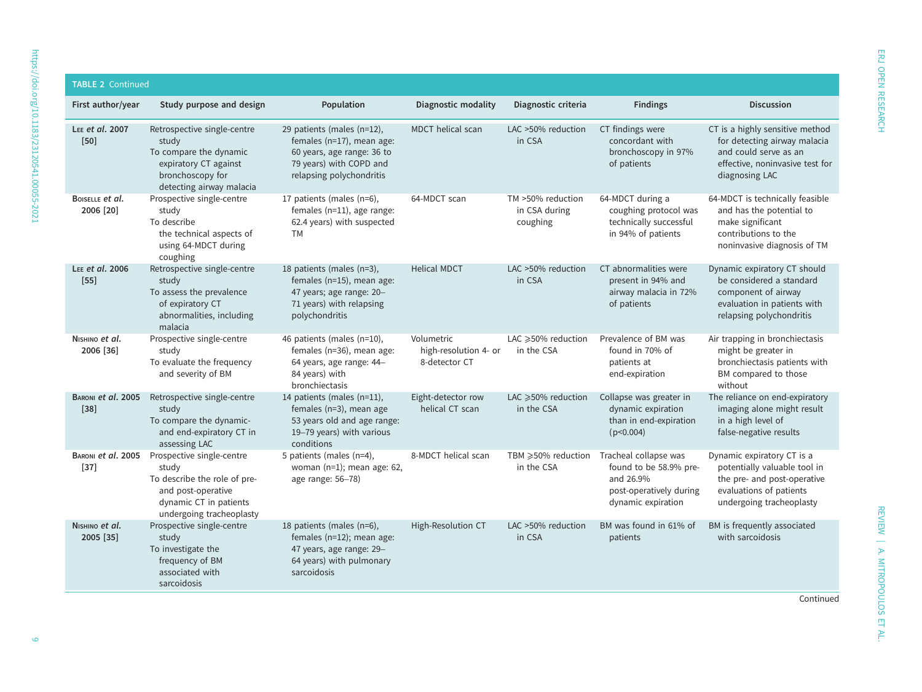**TABLE 2** Continued

| First author/year | Study purpose and design | Population | Diagnostic modality | Diagnostic criteria | Findings | Discussion |
|---|---|---|---|---|---|---|
| Lee *et al.* 2007 [50] | Retrospective single-centre study<br>To compare the dynamic expiratory CT against bronchoscopy for detecting airway malacia | 29 patients (males (n=12), females (n=17), mean age: 60 years, age range: 36 to 79 years) with COPD and relapsing polychondritis | MDCT helical scan | LAC >50% reduction in CSA | CT findings were concordant with bronchoscopy in 97% of patients | CT is a highly sensitive method for detecting airway malacia and could serve as an effective, noninvasive test for diagnosing LAC |
| Boiselle *et al.* 2006 [20] | Prospective single-centre study<br>To describe the technical aspects of using 64-MDCT during coughing | 17 patients (males (n=6), females (n=11), age range: 62.4 years) with suspected TM | 64-MDCT scan | TM >50% reduction in CSA during coughing | 64-MDCT during a coughing protocol was technically successful in 94% of patients | 64-MDCT is technically feasible and has the potential to make significant contributions to the noninvasive diagnosis of TM |
| Lee *et al.* 2006 [55] | Retrospective single-centre study<br>To assess the prevalence of expiratory CT abnormalities, including malacia | 18 patients (males (n=3), females (n=15), mean age: 47 years; age range: 20–71 years) with relapsing polychondritis | Helical MDCT | LAC >50% reduction in CSA | CT abnormalities were present in 94% and airway malacia in 72% of patients | Dynamic expiratory CT should be considered a standard component of airway evaluation in patients with relapsing polychondritis |
| Nishino *et al.* 2006 [36] | Prospective single-centre study<br>To evaluate the frequency and severity of BM | 46 patients (males (n=10), females (n=36), mean age: 64 years, age range: 44–84 years) with bronchiectasis | Volumetric high-resolution 4- or 8-detector CT | LAC ⩾50% reduction in the CSA | Prevalence of BM was found in 70% of patients at end-expiration | Air trapping in bronchiectasis might be greater in bronchiectasis patients with BM compared to those without |
| Baroni *et al.* 2005 [38] | Retrospective single-centre study<br>To compare the dynamic- and end-expiratory CT in assessing LAC | 14 patients (males (n=11), females (n=3), mean age 53 years old and age range: 19–79 years) with various conditions | Eight-detector row helical CT scan | LAC ⩾50% reduction in the CSA | Collapse was greater in dynamic expiration than in end-expiration (p<0.004) | The reliance on end-expiratory imaging alone might result in a high level of false-negative results |
| Baroni *et al.* 2005 [37] | Prospective single-centre study<br>To describe the role of pre- and post-operative dynamic CT in patients undergoing tracheoplasty | 5 patients (males (n=4), woman (n=1); mean age: 62, age range: 56–78) | 8-MDCT helical scan | TBM ⩾50% reduction in the CSA | Tracheal collapse was found to be 58.9% pre- and 26.9% post-operatively during dynamic expiration | Dynamic expiratory CT is a potentially valuable tool in the pre- and post-operative evaluations of patients undergoing tracheoplasty |
| Nishino *et al.* 2005 [35] | Prospective single-centre study<br>To investigate the frequency of BM associated with sarcoidosis | 18 patients (males (n=6), females (n=12); mean age: 47 years, age range: 29–64 years) with pulmonary sarcoidosis | High-Resolution CT | LAC >50% reduction in CSA | BM was found in 61% of patients | BM is frequently associated with sarcoidosis |

Continued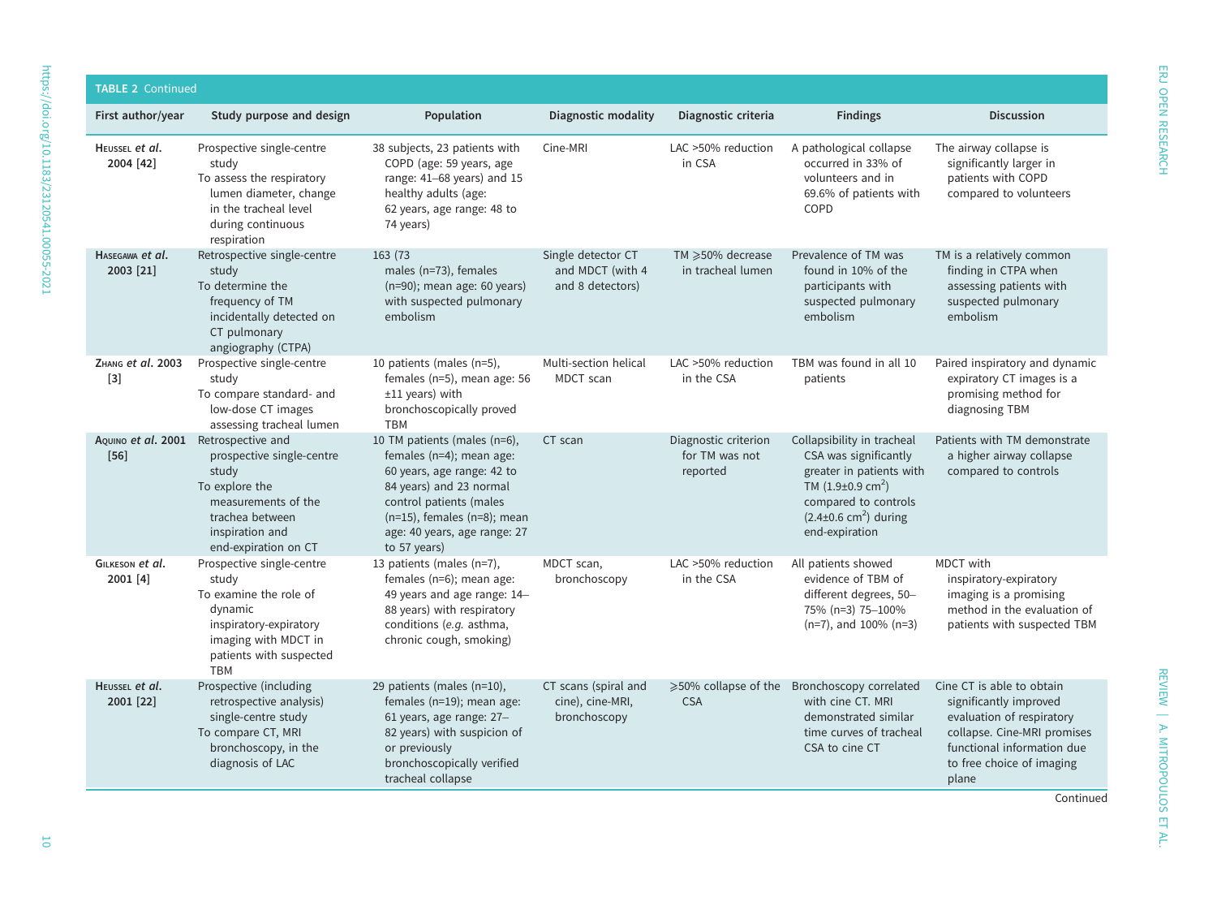**TABLE 2** Continued

| First author/year | Study purpose and design | Population | Diagnostic modality | Diagnostic criteria | Findings | Discussion |
|---|---|---|---|---|---|---|
| HEUSSEL *et al.* 2004 [42] | Prospective single-centre study<br>To assess the respiratory lumen diameter, change in the tracheal level during continuous respiration | 38 subjects, 23 patients with COPD (age: 59 years, age range: 41–68 years) and 15 healthy adults (age: 62 years, age range: 48 to 74 years) | Cine-MRI | LAC >50% reduction in CSA | A pathological collapse occurred in 33% of volunteers and in 69.6% of patients with COPD | The airway collapse is significantly larger in patients with COPD compared to volunteers |
| HASEGAWA *et al.* 2003 [21] | Retrospective single-centre study<br>To determine the frequency of TM incidentally detected on CT pulmonary angiography (CTPA) | 163 (73 males (n=73), females (n=90); mean age: 60 years) with suspected pulmonary embolism | Single detector CT and MDCT (with 4 and 8 detectors) | TM ⩾50% decrease in tracheal lumen | Prevalence of TM was found in 10% of the participants with suspected pulmonary embolism | TM is a relatively common finding in CTPA when assessing patients with suspected pulmonary embolism |
| ZHANG *et al.* 2003 [3] | Prospective single-centre study<br>To compare standard- and low-dose CT images assessing tracheal lumen | 10 patients (males (n=5), females (n=5), mean age: 56 ±11 years) with bronchoscopically proved TBM | Multi-section helical MDCT scan | LAC >50% reduction in the CSA | TBM was found in all 10 patients | Paired inspiratory and dynamic expiratory CT images is a promising method for diagnosing TBM |
| AQUINO *et al.* 2001 [56] | Retrospective and prospective single-centre study<br>To explore the measurements of the trachea between inspiration and end-expiration on CT | 10 TM patients (males (n=6), females (n=4); mean age: 60 years, age range: 42 to 84 years) and 23 normal control patients (males (n=15), females (n=8); mean age: 40 years, age range: 27 to 57 years) | CT scan | Diagnostic criterion for TM was not reported | Collapsibility in tracheal CSA was significantly greater in patients with TM (1.9±0.9 $cm^2$) compared to controls (2.4±0.6 $cm^2$) during end-expiration | Patients with TM demonstrate a higher airway collapse compared to controls |
| GILKESON *et al.* 2001 [4] | Prospective single-centre study<br>To examine the role of dynamic inspiratory-expiratory imaging with MDCT in patients with suspected TBM | 13 patients (males (n=7), females (n=6); mean age: 49 years and age range: 14–88 years) with respiratory conditions (*e.g.* asthma, chronic cough, smoking) | MDCT scan, bronchoscopy | LAC >50% reduction in the CSA | All patients showed evidence of TBM of different degrees, 50–75% (n=3) 75–100% (n=7), and 100% (n=3) | MDCT with inspiratory-expiratory imaging is a promising method in the evaluation of patients with suspected TBM |
| HEUSSEL *et al.* 2001 [22] | Prospective (including retrospective analysis) single-centre study<br>To compare CT, MRI bronchoscopy, in the diagnosis of LAC | 29 patients (males (n=10), females (n=19); mean age: 61 years, age range: 27–82 years) with suspicion of or previously bronchoscopically verified tracheal collapse | CT scans (spiral and cine), cine-MRI, bronchoscopy | ⩾50% collapse of the CSA | Bronchoscopy correlated with cine CT. MRI demonstrated similar time curves of tracheal CSA to cine CT | Cine CT is able to obtain significantly improved evaluation of respiratory collapse. Cine-MRI promises functional information due to free choice of imaging plane |

Continued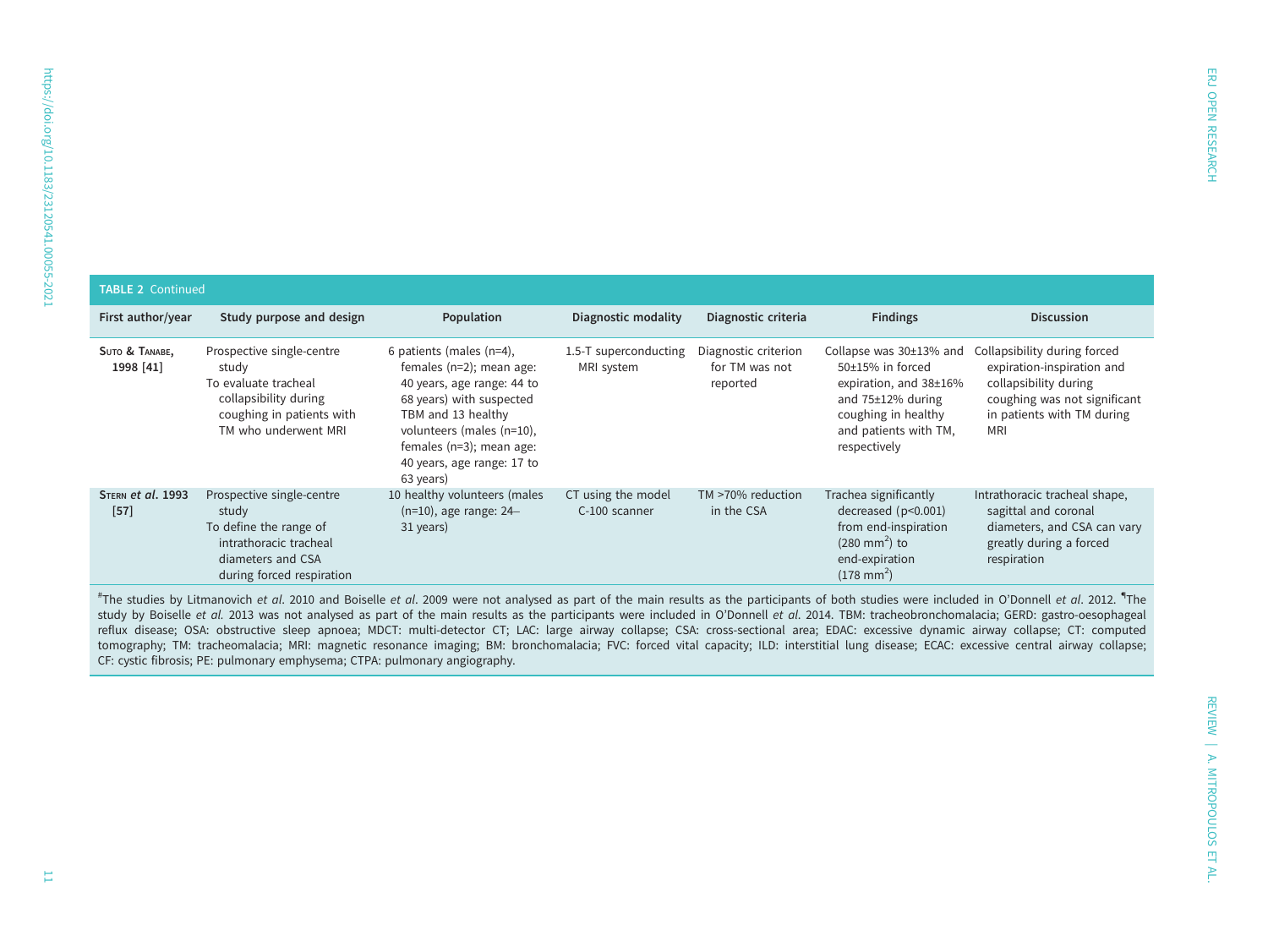**TABLE 2** Continued

| First author/year | Study purpose and design | Population | Diagnostic modality | Diagnostic criteria | Findings | Discussion |
|---|---|---|---|---|---|---|
| Suto & Tanabe, 1998 [41] | Prospective single-centre study<br>To evaluate tracheal collapsibility during coughing in patients with TM who underwent MRI | 6 patients (males (n=4), females (n=2); mean age: 40 years, age range: 44 to 68 years) with suspected TBM and 13 healthy volunteers (males (n=10), females (n=3); mean age: 40 years, age range: 17 to 63 years) | 1.5-T superconducting MRI system | Diagnostic criterion for TM was not reported | Collapse was 30±13% and 50±15% in forced expiration, and 38±16% and 75±12% during coughing in healthy and patients with TM, respectively | Collapsibility during forced expiration-inspiration and collapsibility during coughing was not significant in patients with TM during MRI |
| Stern *et al.* 1993 [57] | Prospective single-centre study<br>To define the range of intrathoracic tracheal diameters and CSA during forced respiration | 10 healthy volunteers (males (n=10), age range: 24–31 years) | CT using the model C-100 scanner | TM >70% reduction in the CSA | Trachea significantly decreased ($p<0.001$) from end-inspiration (280 $mm^2$) to end-expiration (178 $mm^2$) | Intrathoracic tracheal shape, sagittal and coronal diameters, and CSA can vary greatly during a forced respiration |

[#]The studies by Litmanovich *et al.* 2010 and Boiselle *et al.* 2009 were not analysed as part of the main results as the participants of both studies were included in O'Donnell *et al.* 2012. [¶]The study by Boiselle *et al.* 2013 was not analysed as part of the main results as the participants were included in O'Donnell *et al.* 2014. TBM: tracheobronchomalacia; GERD: gastro-oesophageal reflux disease; OSA: obstructive sleep apnoea; MDCT: multi-detector CT; LAC: large airway collapse; CSA: cross-sectional area; EDAC: excessive dynamic airway collapse; CT: computed tomography; TM: tracheomalacia; MRI: magnetic resonance imaging; BM: bronchomalacia; FVC: forced vital capacity; ILD: interstitial lung disease; ECAC: excessive central airway collapse; CF: cystic fibrosis; PE: pulmonary emphysema; CTPA: pulmonary angiography.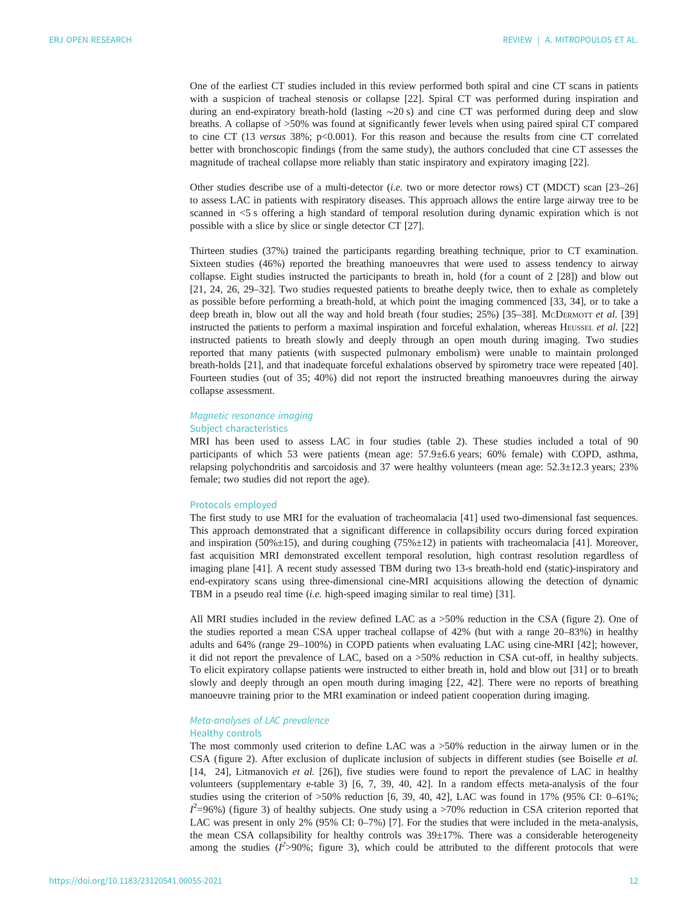One of the earliest CT studies included in this review performed both spiral and cine CT scans in patients with a suspicion of tracheal stenosis or collapse [22]. Spiral CT was performed during inspiration and during an end-expiratory breath-hold (lasting ∼20 s) and cine CT was performed during deep and slow breaths. A collapse of >50% was found at significantly fewer levels when using paired spiral CT compared to cine CT (13 *versus* 38%; p<0.001). For this reason and because the results from cine CT correlated better with bronchoscopic findings (from the same study), the authors concluded that cine CT assesses the magnitude of tracheal collapse more reliably than static inspiratory and expiratory imaging [22].

Other studies describe use of a multi-detector (*i.e.* two or more detector rows) CT (MDCT) scan [23–26] to assess LAC in patients with respiratory diseases. This approach allows the entire large airway tree to be scanned in <5 s offering a high standard of temporal resolution during dynamic expiration which is not possible with a slice by slice or single detector CT [27].

Thirteen studies (37%) trained the participants regarding breathing technique, prior to CT examination. Sixteen studies (46%) reported the breathing manoeuvres that were used to assess tendency to airway collapse. Eight studies instructed the participants to breath in, hold (for a count of 2 [28]) and blow out [21, 24, 26, 29–32]. Two studies requested patients to breathe deeply twice, then to exhale as completely as possible before performing a breath-hold, at which point the imaging commenced [33, 34], or to take a deep breath in, blow out all the way and hold breath (four studies; 25%) [35–38]. McDermott *et al.* [39] instructed the patients to perform a maximal inspiration and forceful exhalation, whereas Heussel *et al.* [22] instructed patients to breath slowly and deeply through an open mouth during imaging. Two studies reported that many patients (with suspected pulmonary embolism) were unable to maintain prolonged breath-holds [21], and that inadequate forceful exhalations observed by spirometry trace were repeated [40]. Fourteen studies (out of 35; 40%) did not report the instructed breathing manoeuvres during the airway collapse assessment.

### *Magnetic resonance imaging*

#### Subject characteristics

MRI has been used to assess LAC in four studies (table 2). These studies included a total of 90 participants of which 53 were patients (mean age: 57.9±6.6 years; 60% female) with COPD, asthma, relapsing polychondritis and sarcoidosis and 37 were healthy volunteers (mean age: 52.3±12.3 years; 23% female; two studies did not report the age).

#### Protocols employed

The first study to use MRI for the evaluation of tracheomalacia [41] used two-dimensional fast sequences. This approach demonstrated that a significant difference in collapsibility occurs during forced expiration and inspiration (50%±15), and during coughing (75%±12) in patients with tracheomalacia [41]. Moreover, fast acquisition MRI demonstrated excellent temporal resolution, high contrast resolution regardless of imaging plane [41]. A recent study assessed TBM during two 13-s breath-hold end (static)-inspiratory and end-expiratory scans using three-dimensional cine-MRI acquisitions allowing the detection of dynamic TBM in a pseudo real time (*i.e.* high-speed imaging similar to real time) [31].

All MRI studies included in the review defined LAC as a >50% reduction in the CSA (figure 2). One of the studies reported a mean CSA upper tracheal collapse of 42% (but with a range 20–83%) in healthy adults and 64% (range 29–100%) in COPD patients when evaluating LAC using cine-MRI [42]; however, it did not report the prevalence of LAC, based on a >50% reduction in CSA cut-off, in healthy subjects. To elicit expiratory collapse patients were instructed to either breath in, hold and blow out [31] or to breath slowly and deeply through an open mouth during imaging [22, 42]. There were no reports of breathing manoeuvre training prior to the MRI examination or indeed patient cooperation during imaging.

### *Meta-analyses of LAC prevalence*

#### Healthy controls

The most commonly used criterion to define LAC was a >50% reduction in the airway lumen or in the CSA (figure 2). After exclusion of duplicate inclusion of subjects in different studies (see Boiselle *et al.* [14, 24], Litmanovich *et al.* [26]), five studies were found to report the prevalence of LAC in healthy volunteers (supplementary e-table 3) [6, 7, 39, 40, 42]. In a random effects meta-analysis of the four studies using the criterion of >50% reduction [6, 39, 40, 42], LAC was found in 17% (95% CI: 0–61%; $I^2$=96%) (figure 3) of healthy subjects. One study using a >70% reduction in CSA criterion reported that LAC was present in only 2% (95% CI: 0–7%) [7]. For the studies that were included in the meta-analysis, the mean CSA collapsibility for healthy controls was 39±17%. There was a considerable heterogeneity among the studies ($I^2$>90%; figure 3), which could be attributed to the different protocols that were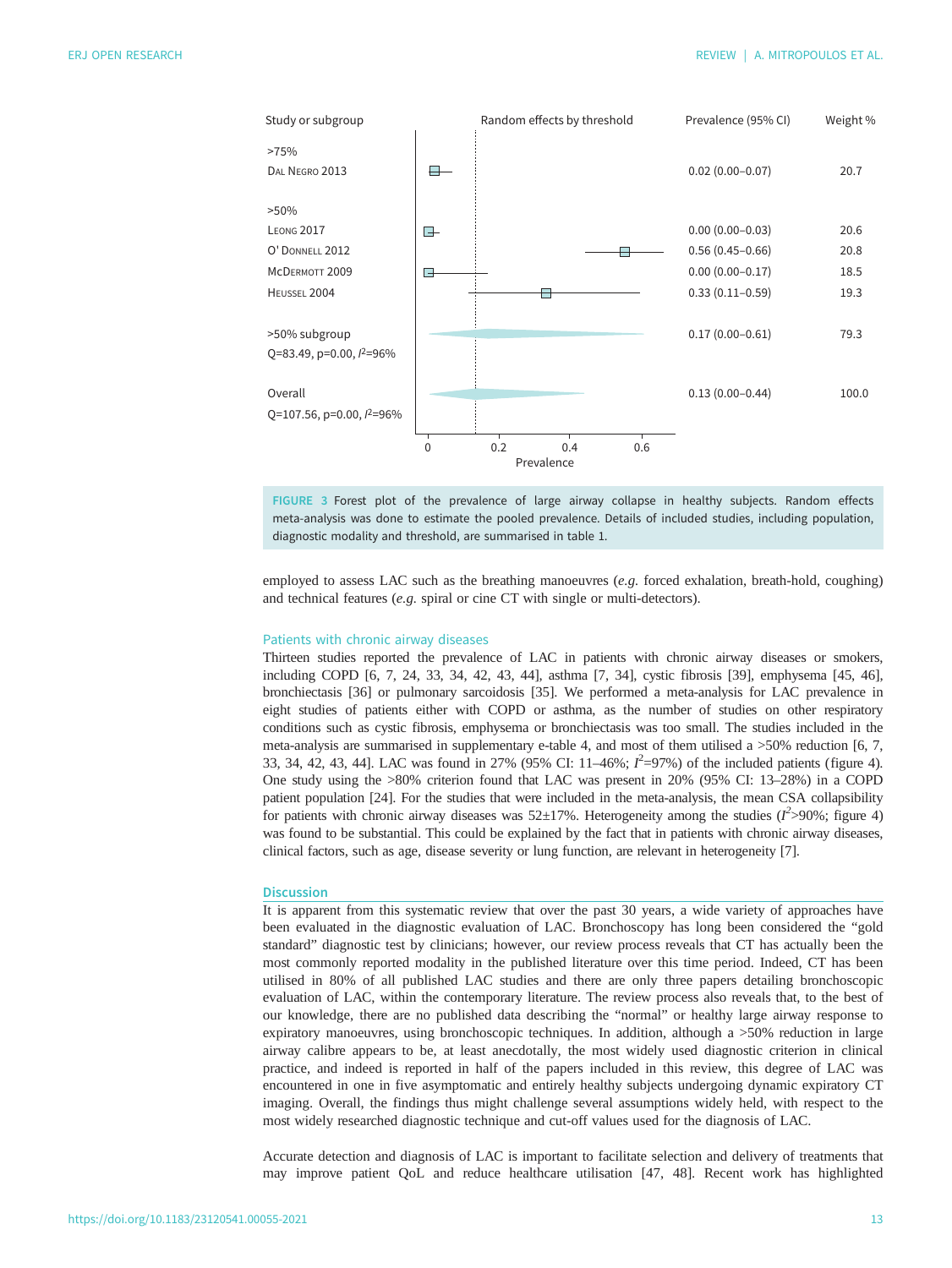| Study or subgroup | Prevalence (95% CI) | Weight % |
|---|---|---|
| >75% | | |
| Dal Negro 2013 | 0.02 (0.00–0.07) | 20.7 |
| >50% | | |
| Leong 2017 | 0.00 (0.00–0.03) | 20.6 |
| O' Donnell 2012 | 0.56 (0.45–0.66) | 20.8 |
| McDermott 2009 | 0.00 (0.00–0.17) | 18.5 |
| Heussel 2004 | 0.33 (0.11–0.59) | 19.3 |
| >50% subgroup<br>Q=83.49, p=0.00, $I^2$=96% | 0.17 (0.00–0.61) | 79.3 |
| Overall<br>Q=107.56, p=0.00, $I^2$=96% | 0.13 (0.00–0.44) | 100.0 |

FIGURE 3 Forest plot of the prevalence of large airway collapse in healthy subjects. Random effects meta-analysis was done to estimate the pooled prevalence. Details of included studies, including population, diagnostic modality and threshold, are summarised in table 1.

employed to assess LAC such as the breathing manoeuvres (*e.g.* forced exhalation, breath-hold, coughing) and technical features (*e.g.* spiral or cine CT with single or multi-detectors).

### Patients with chronic airway diseases

Thirteen studies reported the prevalence of LAC in patients with chronic airway diseases or smokers, including COPD [6, 7, 24, 33, 34, 42, 43, 44], asthma [7, 34], cystic fibrosis [39], emphysema [45, 46], bronchiectasis [36] or pulmonary sarcoidosis [35]. We performed a meta-analysis for LAC prevalence in eight studies of patients either with COPD or asthma, as the number of studies on other respiratory conditions such as cystic fibrosis, emphysema or bronchiectasis was too small. The studies included in the meta-analysis are summarised in supplementary e-table 4, and most of them utilised a >50% reduction [6, 7, 33, 34, 42, 43, 44]. LAC was found in 27% (95% CI: 11–46%; $I^2$=97%) of the included patients (figure 4). One study using the >80% criterion found that LAC was present in 20% (95% CI: 13–28%) in a COPD patient population [24]. For the studies that were included in the meta-analysis, the mean CSA collapsibility for patients with chronic airway diseases was 52±17%. Heterogeneity among the studies ($I^2$>90%; figure 4) was found to be substantial. This could be explained by the fact that in patients with chronic airway diseases, clinical factors, such as age, disease severity or lung function, are relevant in heterogeneity [7].

## Discussion

It is apparent from this systematic review that over the past 30 years, a wide variety of approaches have been evaluated in the diagnostic evaluation of LAC. Bronchoscopy has long been considered the "gold standard" diagnostic test by clinicians; however, our review process reveals that CT has actually been the most commonly reported modality in the published literature over this time period. Indeed, CT has been utilised in 80% of all published LAC studies and there are only three papers detailing bronchoscopic evaluation of LAC, within the contemporary literature. The review process also reveals that, to the best of our knowledge, there are no published data describing the "normal" or healthy large airway response to expiratory manoeuvres, using bronchoscopic techniques. In addition, although a >50% reduction in large airway calibre appears to be, at least anecdotally, the most widely used diagnostic criterion in clinical practice, and indeed is reported in half of the papers included in this review, this degree of LAC was encountered in one in five asymptomatic and entirely healthy subjects undergoing dynamic expiratory CT imaging. Overall, the findings thus might challenge several assumptions widely held, with respect to the most widely researched diagnostic technique and cut-off values used for the diagnosis of LAC.

Accurate detection and diagnosis of LAC is important to facilitate selection and delivery of treatments that may improve patient QoL and reduce healthcare utilisation [47, 48]. Recent work has highlighted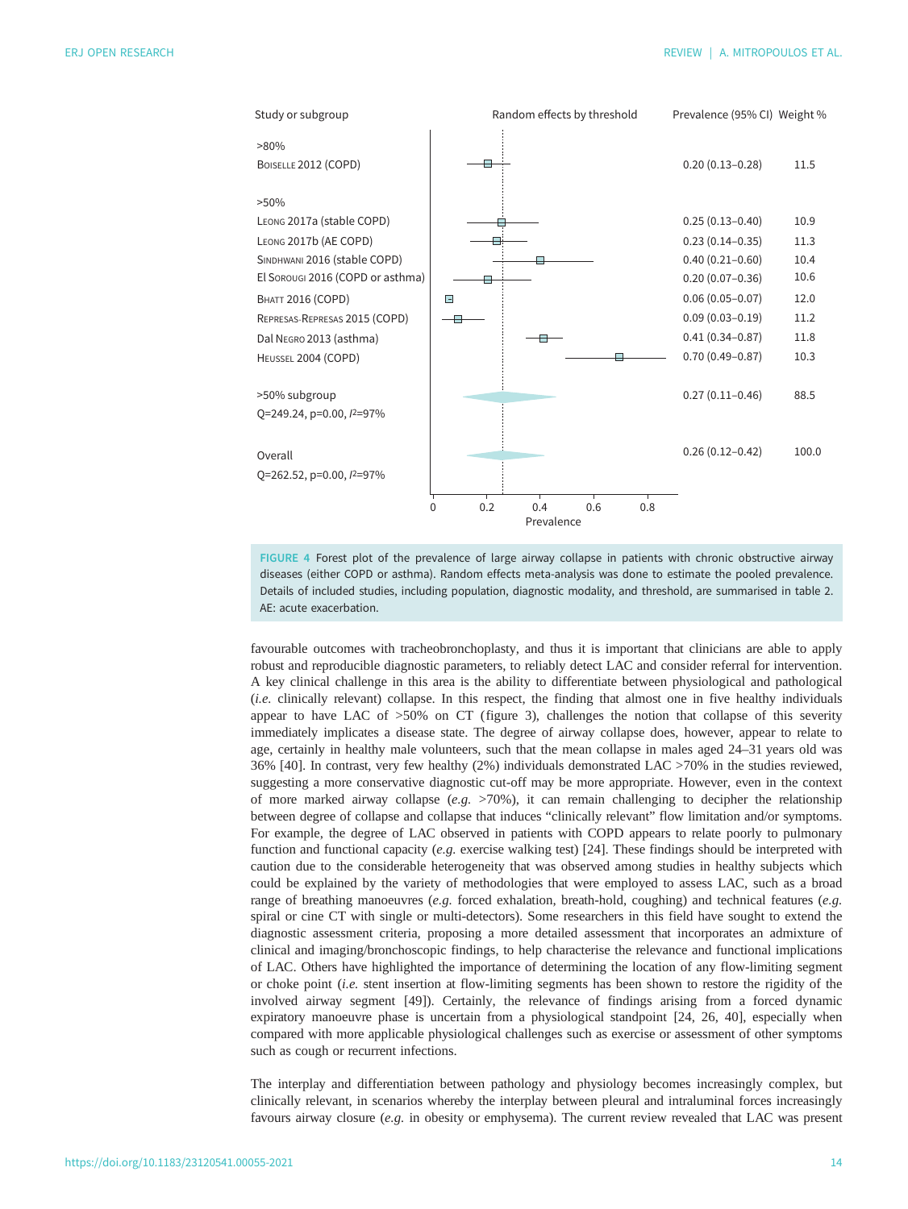| Study or subgroup | Prevalence (95% CI) | Weight % |
|---|---|---|
| **>80%** | | |
| Boiselle 2012 (COPD) | 0.20 (0.13–0.28) | 11.5 |
| **>50%** | | |
| Leong 2017a (stable COPD) | 0.25 (0.13–0.40) | 10.9 |
| Leong 2017b (AE COPD) | 0.23 (0.14–0.35) | 11.3 |
| Sindhwani 2016 (stable COPD) | 0.40 (0.21–0.60) | 10.4 |
| El Sorougi 2016 (COPD or asthma) | 0.20 (0.07–0.36) | 10.6 |
| Bhatt 2016 (COPD) | 0.06 (0.05–0.07) | 12.0 |
| Represas-Represas 2015 (COPD) | 0.09 (0.03–0.19) | 11.2 |
| Dal Negro 2013 (asthma) | 0.41 (0.34–0.87) | 11.8 |
| Heussel 2004 (COPD) | 0.70 (0.49–0.87) | 10.3 |
| >50% subgroup; Q=249.24, p=0.00, $I^2$=97% | 0.27 (0.11–0.46) | 88.5 |
| Overall; Q=262.52, p=0.00, $I^2$=97% | 0.26 (0.12–0.42) | 100.0 |

FIGURE 4 Forest plot of the prevalence of large airway collapse in patients with chronic obstructive airway diseases (either COPD or asthma). Random effects meta-analysis was done to estimate the pooled prevalence. Details of included studies, including population, diagnostic modality, and threshold, are summarised in table 2. AE: acute exacerbation.

favourable outcomes with tracheobronchoplasty, and thus it is important that clinicians are able to apply robust and reproducible diagnostic parameters, to reliably detect LAC and consider referral for intervention. A key clinical challenge in this area is the ability to differentiate between physiological and pathological (*i.e.* clinically relevant) collapse. In this respect, the finding that almost one in five healthy individuals appear to have LAC of >50% on CT (figure 3), challenges the notion that collapse of this severity immediately implicates a disease state. The degree of airway collapse does, however, appear to relate to age, certainly in healthy male volunteers, such that the mean collapse in males aged 24–31 years old was 36% [40]. In contrast, very few healthy (2%) individuals demonstrated LAC >70% in the studies reviewed, suggesting a more conservative diagnostic cut-off may be more appropriate. However, even in the context of more marked airway collapse (*e.g.* >70%), it can remain challenging to decipher the relationship between degree of collapse and collapse that induces "clinically relevant" flow limitation and/or symptoms. For example, the degree of LAC observed in patients with COPD appears to relate poorly to pulmonary function and functional capacity (*e.g.* exercise walking test) [24]. These findings should be interpreted with caution due to the considerable heterogeneity that was observed among studies in healthy subjects which could be explained by the variety of methodologies that were employed to assess LAC, such as a broad range of breathing manoeuvres (*e.g.* forced exhalation, breath-hold, coughing) and technical features (*e.g.* spiral or cine CT with single or multi-detectors). Some researchers in this field have sought to extend the diagnostic assessment criteria, proposing a more detailed assessment that incorporates an admixture of clinical and imaging/bronchoscopic findings, to help characterise the relevance and functional implications of LAC. Others have highlighted the importance of determining the location of any flow-limiting segment or choke point (*i.e.* stent insertion at flow-limiting segments has been shown to restore the rigidity of the involved airway segment [49]). Certainly, the relevance of findings arising from a forced dynamic expiratory manoeuvre phase is uncertain from a physiological standpoint [24, 26, 40], especially when compared with more applicable physiological challenges such as exercise or assessment of other symptoms such as cough or recurrent infections.

The interplay and differentiation between pathology and physiology becomes increasingly complex, but clinically relevant, in scenarios whereby the interplay between pleural and intraluminal forces increasingly favours airway closure (*e.g.* in obesity or emphysema). The current review revealed that LAC was present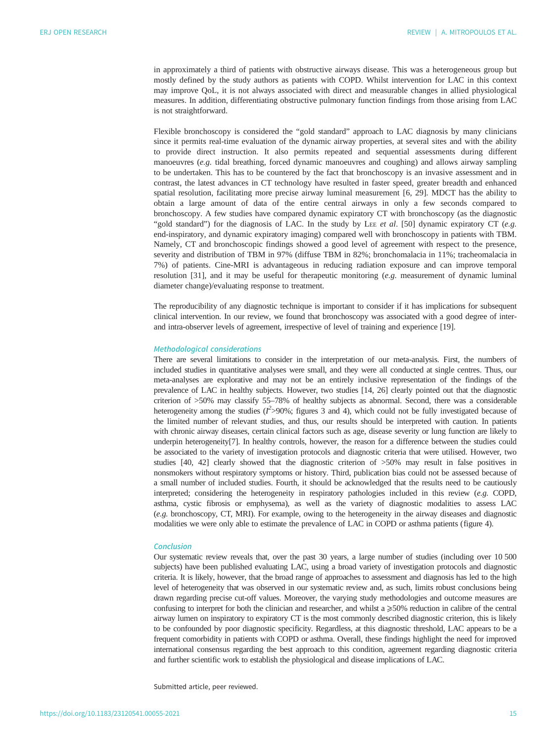in approximately a third of patients with obstructive airways disease. This was a heterogeneous group but mostly defined by the study authors as patients with COPD. Whilst intervention for LAC in this context may improve QoL, it is not always associated with direct and measurable changes in allied physiological measures. In addition, differentiating obstructive pulmonary function findings from those arising from LAC is not straightforward.

Flexible bronchoscopy is considered the "gold standard" approach to LAC diagnosis by many clinicians since it permits real-time evaluation of the dynamic airway properties, at several sites and with the ability to provide direct instruction. It also permits repeated and sequential assessments during different manoeuvres (*e.g.* tidal breathing, forced dynamic manoeuvres and coughing) and allows airway sampling to be undertaken. This has to be countered by the fact that bronchoscopy is an invasive assessment and in contrast, the latest advances in CT technology have resulted in faster speed, greater breadth and enhanced spatial resolution, facilitating more precise airway luminal measurement [6, 29]. MDCT has the ability to obtain a large amount of data of the entire central airways in only a few seconds compared to bronchoscopy. A few studies have compared dynamic expiratory CT with bronchoscopy (as the diagnostic "gold standard") for the diagnosis of LAC. In the study by Lee *et al*. [50] dynamic expiratory CT (*e.g.* end-inspiratory, and dynamic expiratory imaging) compared well with bronchoscopy in patients with TBM. Namely, CT and bronchoscopic findings showed a good level of agreement with respect to the presence, severity and distribution of TBM in 97% (diffuse TBM in 82%; bronchomalacia in 11%; tracheomalacia in 7%) of patients. Cine-MRI is advantageous in reducing radiation exposure and can improve temporal resolution [31], and it may be useful for therapeutic monitoring (*e.g.* measurement of dynamic luminal diameter change)/evaluating response to treatment.

The reproducibility of any diagnostic technique is important to consider if it has implications for subsequent clinical intervention. In our review, we found that bronchoscopy was associated with a good degree of inter- and intra-observer levels of agreement, irrespective of level of training and experience [19].

### Methodological considerations

There are several limitations to consider in the interpretation of our meta-analysis. First, the numbers of included studies in quantitative analyses were small, and they were all conducted at single centres. Thus, our meta-analyses are explorative and may not be an entirely inclusive representation of the findings of the prevalence of LAC in healthy subjects. However, two studies [14, 26] clearly pointed out that the diagnostic criterion of >50% may classify 55–78% of healthy subjects as abnormal. Second, there was a considerable heterogeneity among the studies ($I^2$>90%; figures 3 and 4), which could not be fully investigated because of the limited number of relevant studies, and thus, our results should be interpreted with caution. In patients with chronic airway diseases, certain clinical factors such as age, disease severity or lung function are likely to underpin heterogeneity[7]. In healthy controls, however, the reason for a difference between the studies could be associated to the variety of investigation protocols and diagnostic criteria that were utilised. However, two studies [40, 42] clearly showed that the diagnostic criterion of >50% may result in false positives in nonsmokers without respiratory symptoms or history. Third, publication bias could not be assessed because of a small number of included studies. Fourth, it should be acknowledged that the results need to be cautiously interpreted; considering the heterogeneity in respiratory pathologies included in this review (*e.g.* COPD, asthma, cystic fibrosis or emphysema), as well as the variety of diagnostic modalities to assess LAC (*e.g.* bronchoscopy, CT, MRI). For example, owing to the heterogeneity in the airway diseases and diagnostic modalities we were only able to estimate the prevalence of LAC in COPD or asthma patients (figure 4).

### Conclusion

Our systematic review reveals that, over the past 30 years, a large number of studies (including over 10 500 subjects) have been published evaluating LAC, using a broad variety of investigation protocols and diagnostic criteria. It is likely, however, that the broad range of approaches to assessment and diagnosis has led to the high level of heterogeneity that was observed in our systematic review and, as such, limits robust conclusions being drawn regarding precise cut-off values. Moreover, the varying study methodologies and outcome measures are confusing to interpret for both the clinician and researcher, and whilst a ⩾50% reduction in calibre of the central airway lumen on inspiratory to expiratory CT is the most commonly described diagnostic criterion, this is likely to be confounded by poor diagnostic specificity. Regardless, at this diagnostic threshold, LAC appears to be a frequent comorbidity in patients with COPD or asthma. Overall, these findings highlight the need for improved international consensus regarding the best approach to this condition, agreement regarding diagnostic criteria and further scientific work to establish the physiological and disease implications of LAC.

Submitted article, peer reviewed.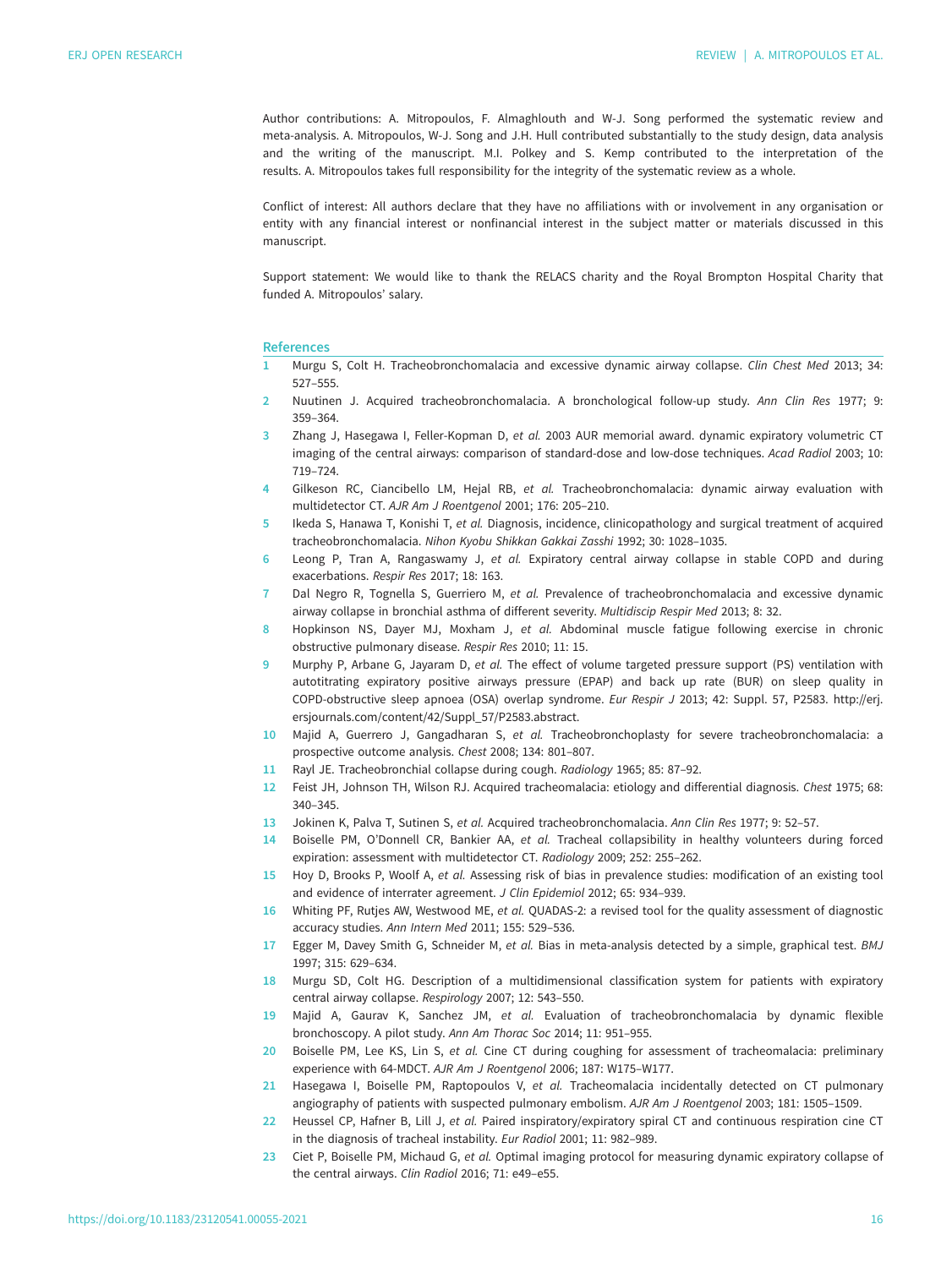Author contributions: A. Mitropoulos, F. Almaghlouth and W-J. Song performed the systematic review and meta-analysis. A. Mitropoulos, W-J. Song and J.H. Hull contributed substantially to the study design, data analysis and the writing of the manuscript. M.I. Polkey and S. Kemp contributed to the interpretation of the results. A. Mitropoulos takes full responsibility for the integrity of the systematic review as a whole.

Conflict of interest: All authors declare that they have no affiliations with or involvement in any organisation or entity with any financial interest or nonfinancial interest in the subject matter or materials discussed in this manuscript.

Support statement: We would like to thank the RELACS charity and the Royal Brompton Hospital Charity that funded A. Mitropoulos' salary.

## References

1. Murgu S, Colt H. Tracheobronchomalacia and excessive dynamic airway collapse. *Clin Chest Med* 2013; 34: 527–555.
2. Nuutinen J. Acquired tracheobronchomalacia. A bronchological follow-up study. *Ann Clin Res* 1977; 9: 359–364.
3. Zhang J, Hasegawa I, Feller-Kopman D, *et al.* 2003 AUR memorial award. dynamic expiratory volumetric CT imaging of the central airways: comparison of standard-dose and low-dose techniques. *Acad Radiol* 2003; 10: 719–724.
4. Gilkeson RC, Ciancibello LM, Hejal RB, *et al.* Tracheobronchomalacia: dynamic airway evaluation with multidetector CT. *AJR Am J Roentgenol* 2001; 176: 205–210.
5. Ikeda S, Hanawa T, Konishi T, *et al.* Diagnosis, incidence, clinicopathology and surgical treatment of acquired tracheobronchomalacia. *Nihon Kyobu Shikkan Gakkai Zasshi* 1992; 30: 1028–1035.
6. Leong P, Tran A, Rangaswamy J, *et al.* Expiratory central airway collapse in stable COPD and during exacerbations. *Respir Res* 2017; 18: 163.
7. Dal Negro R, Tognella S, Guerriero M, *et al.* Prevalence of tracheobronchomalacia and excessive dynamic airway collapse in bronchial asthma of different severity. *Multidiscip Respir Med* 2013; 8: 32.
8. Hopkinson NS, Dayer MJ, Moxham J, *et al.* Abdominal muscle fatigue following exercise in chronic obstructive pulmonary disease. *Respir Res* 2010; 11: 15.
9. Murphy P, Arbane G, Jayaram D, *et al.* The effect of volume targeted pressure support (PS) ventilation with autotitrating expiratory positive airways pressure (EPAP) and back up rate (BUR) on sleep quality in COPD-obstructive sleep apnoea (OSA) overlap syndrome. *Eur Respir J* 2013; 42: Suppl. 57, P2583. http://erj.ersjournals.com/content/42/Suppl_57/P2583.abstract.
10. Majid A, Guerrero J, Gangadharan S, *et al.* Tracheobronchoplasty for severe tracheobronchomalacia: a prospective outcome analysis. *Chest* 2008; 134: 801–807.
11. Rayl JE. Tracheobronchial collapse during cough. *Radiology* 1965; 85: 87–92.
12. Feist JH, Johnson TH, Wilson RJ. Acquired tracheomalacia: etiology and differential diagnosis. *Chest* 1975; 68: 340–345.
13. Jokinen K, Palva T, Sutinen S, *et al.* Acquired tracheobronchomalacia. *Ann Clin Res* 1977; 9: 52–57.
14. Boiselle PM, O'Donnell CR, Bankier AA, *et al.* Tracheal collapsibility in healthy volunteers during forced expiration: assessment with multidetector CT. *Radiology* 2009; 252: 255–262.
15. Hoy D, Brooks P, Woolf A, *et al.* Assessing risk of bias in prevalence studies: modification of an existing tool and evidence of interrater agreement. *J Clin Epidemiol* 2012; 65: 934–939.
16. Whiting PF, Rutjes AW, Westwood ME, *et al.* QUADAS-2: a revised tool for the quality assessment of diagnostic accuracy studies. *Ann Intern Med* 2011; 155: 529–536.
17. Egger M, Davey Smith G, Schneider M, *et al.* Bias in meta-analysis detected by a simple, graphical test. *BMJ* 1997; 315: 629–634.
18. Murgu SD, Colt HG. Description of a multidimensional classification system for patients with expiratory central airway collapse. *Respirology* 2007; 12: 543–550.
19. Majid A, Gaurav K, Sanchez JM, *et al.* Evaluation of tracheobronchomalacia by dynamic flexible bronchoscopy. A pilot study. *Ann Am Thorac Soc* 2014; 11: 951–955.
20. Boiselle PM, Lee KS, Lin S, *et al.* Cine CT during coughing for assessment of tracheomalacia: preliminary experience with 64-MDCT. *AJR Am J Roentgenol* 2006; 187: W175–W177.
21. Hasegawa I, Boiselle PM, Raptopoulos V, *et al.* Tracheomalacia incidentally detected on CT pulmonary angiography of patients with suspected pulmonary embolism. *AJR Am J Roentgenol* 2003; 181: 1505–1509.
22. Heussel CP, Hafner B, Lill J, *et al.* Paired inspiratory/expiratory spiral CT and continuous respiration cine CT in the diagnosis of tracheal instability. *Eur Radiol* 2001; 11: 982–989.
23. Ciet P, Boiselle PM, Michaud G, *et al.* Optimal imaging protocol for measuring dynamic expiratory collapse of the central airways. *Clin Radiol* 2016; 71: e49–e55.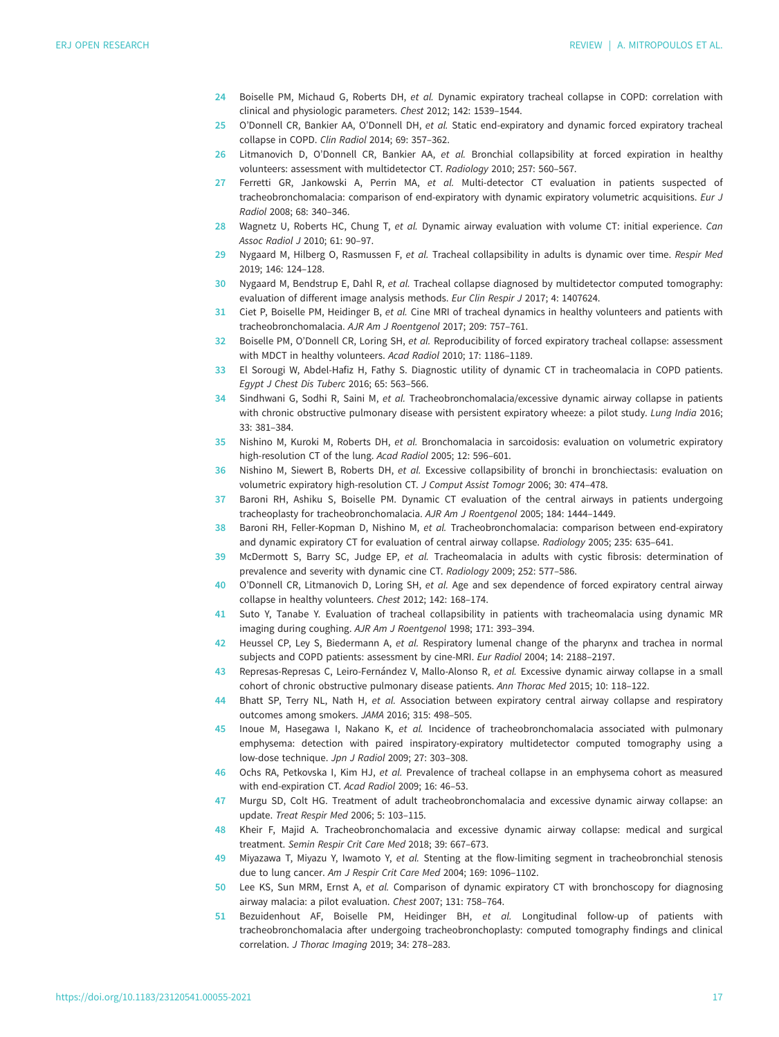24 Boiselle PM, Michaud G, Roberts DH, *et al.* Dynamic expiratory tracheal collapse in COPD: correlation with clinical and physiologic parameters. *Chest* 2012; 142: 1539–1544.

25 O'Donnell CR, Bankier AA, O'Donnell DH, *et al.* Static end-expiratory and dynamic forced expiratory tracheal collapse in COPD. *Clin Radiol* 2014; 69: 357–362.

26 Litmanovich D, O'Donnell CR, Bankier AA, *et al.* Bronchial collapsibility at forced expiration in healthy volunteers: assessment with multidetector CT. *Radiology* 2010; 257: 560–567.

27 Ferretti GR, Jankowski A, Perrin MA, *et al.* Multi-detector CT evaluation in patients suspected of tracheobronchomalacia: comparison of end-expiratory with dynamic expiratory volumetric acquisitions. *Eur J Radiol* 2008; 68: 340–346.

28 Wagnetz U, Roberts HC, Chung T, *et al.* Dynamic airway evaluation with volume CT: initial experience. *Can Assoc Radiol J* 2010; 61: 90–97.

29 Nygaard M, Hilberg O, Rasmussen F, *et al.* Tracheal collapsibility in adults is dynamic over time. *Respir Med* 2019; 146: 124–128.

30 Nygaard M, Bendstrup E, Dahl R, *et al.* Tracheal collapse diagnosed by multidetector computed tomography: evaluation of different image analysis methods. *Eur Clin Respir J* 2017; 4: 1407624.

31 Ciet P, Boiselle PM, Heidinger B, *et al.* Cine MRI of tracheal dynamics in healthy volunteers and patients with tracheobronchomalacia. *AJR Am J Roentgenol* 2017; 209: 757–761.

32 Boiselle PM, O'Donnell CR, Loring SH, *et al.* Reproducibility of forced expiratory tracheal collapse: assessment with MDCT in healthy volunteers. *Acad Radiol* 2010; 17: 1186–1189.

33 El Sorougi W, Abdel-Hafiz H, Fathy S. Diagnostic utility of dynamic CT in tracheomalacia in COPD patients. *Egypt J Chest Dis Tuberc* 2016; 65: 563–566.

34 Sindhwani G, Sodhi R, Saini M, *et al.* Tracheobronchomalacia/excessive dynamic airway collapse in patients with chronic obstructive pulmonary disease with persistent expiratory wheeze: a pilot study. *Lung India* 2016; 33: 381–384.

35 Nishino M, Kuroki M, Roberts DH, *et al.* Bronchomalacia in sarcoidosis: evaluation on volumetric expiratory high-resolution CT of the lung. *Acad Radiol* 2005; 12: 596–601.

36 Nishino M, Siewert B, Roberts DH, *et al.* Excessive collapsibility of bronchi in bronchiectasis: evaluation on volumetric expiratory high-resolution CT. *J Comput Assist Tomogr* 2006; 30: 474–478.

37 Baroni RH, Ashiku S, Boiselle PM. Dynamic CT evaluation of the central airways in patients undergoing tracheoplasty for tracheobronchomalacia. *AJR Am J Roentgenol* 2005; 184: 1444–1449.

38 Baroni RH, Feller-Kopman D, Nishino M, *et al.* Tracheobronchomalacia: comparison between end-expiratory and dynamic expiratory CT for evaluation of central airway collapse. *Radiology* 2005; 235: 635–641.

39 McDermott S, Barry SC, Judge EP, *et al.* Tracheomalacia in adults with cystic fibrosis: determination of prevalence and severity with dynamic cine CT. *Radiology* 2009; 252: 577–586.

40 O'Donnell CR, Litmanovich D, Loring SH, *et al.* Age and sex dependence of forced expiratory central airway collapse in healthy volunteers. *Chest* 2012; 142: 168–174.

41 Suto Y, Tanabe Y. Evaluation of tracheal collapsibility in patients with tracheomalacia using dynamic MR imaging during coughing. *AJR Am J Roentgenol* 1998; 171: 393–394.

42 Heussel CP, Ley S, Biedermann A, *et al.* Respiratory lumenal change of the pharynx and trachea in normal subjects and COPD patients: assessment by cine-MRI. *Eur Radiol* 2004; 14: 2188–2197.

43 Represas-Represas C, Leiro-Fernández V, Mallo-Alonso R, *et al.* Excessive dynamic airway collapse in a small cohort of chronic obstructive pulmonary disease patients. *Ann Thorac Med* 2015; 10: 118–122.

44 Bhatt SP, Terry NL, Nath H, *et al.* Association between expiratory central airway collapse and respiratory outcomes among smokers. *JAMA* 2016; 315: 498–505.

45 Inoue M, Hasegawa I, Nakano K, *et al.* Incidence of tracheobronchomalacia associated with pulmonary emphysema: detection with paired inspiratory-expiratory multidetector computed tomography using a low-dose technique. *Jpn J Radiol* 2009; 27: 303–308.

46 Ochs RA, Petkovska I, Kim HJ, *et al.* Prevalence of tracheal collapse in an emphysema cohort as measured with end-expiration CT. *Acad Radiol* 2009; 16: 46–53.

47 Murgu SD, Colt HG. Treatment of adult tracheobronchomalacia and excessive dynamic airway collapse: an update. *Treat Respir Med* 2006; 5: 103–115.

48 Kheir F, Majid A. Tracheobronchomalacia and excessive dynamic airway collapse: medical and surgical treatment. *Semin Respir Crit Care Med* 2018; 39: 667–673.

49 Miyazawa T, Miyazu Y, Iwamoto Y, *et al.* Stenting at the flow-limiting segment in tracheobronchial stenosis due to lung cancer. *Am J Respir Crit Care Med* 2004; 169: 1096–1102.

50 Lee KS, Sun MRM, Ernst A, *et al.* Comparison of dynamic expiratory CT with bronchoscopy for diagnosing airway malacia: a pilot evaluation. *Chest* 2007; 131: 758–764.

51 Bezuidenhout AF, Boiselle PM, Heidinger BH, *et al.* Longitudinal follow-up of patients with tracheobronchomalacia after undergoing tracheobronchoplasty: computed tomography findings and clinical correlation. *J Thorac Imaging* 2019; 34: 278–283.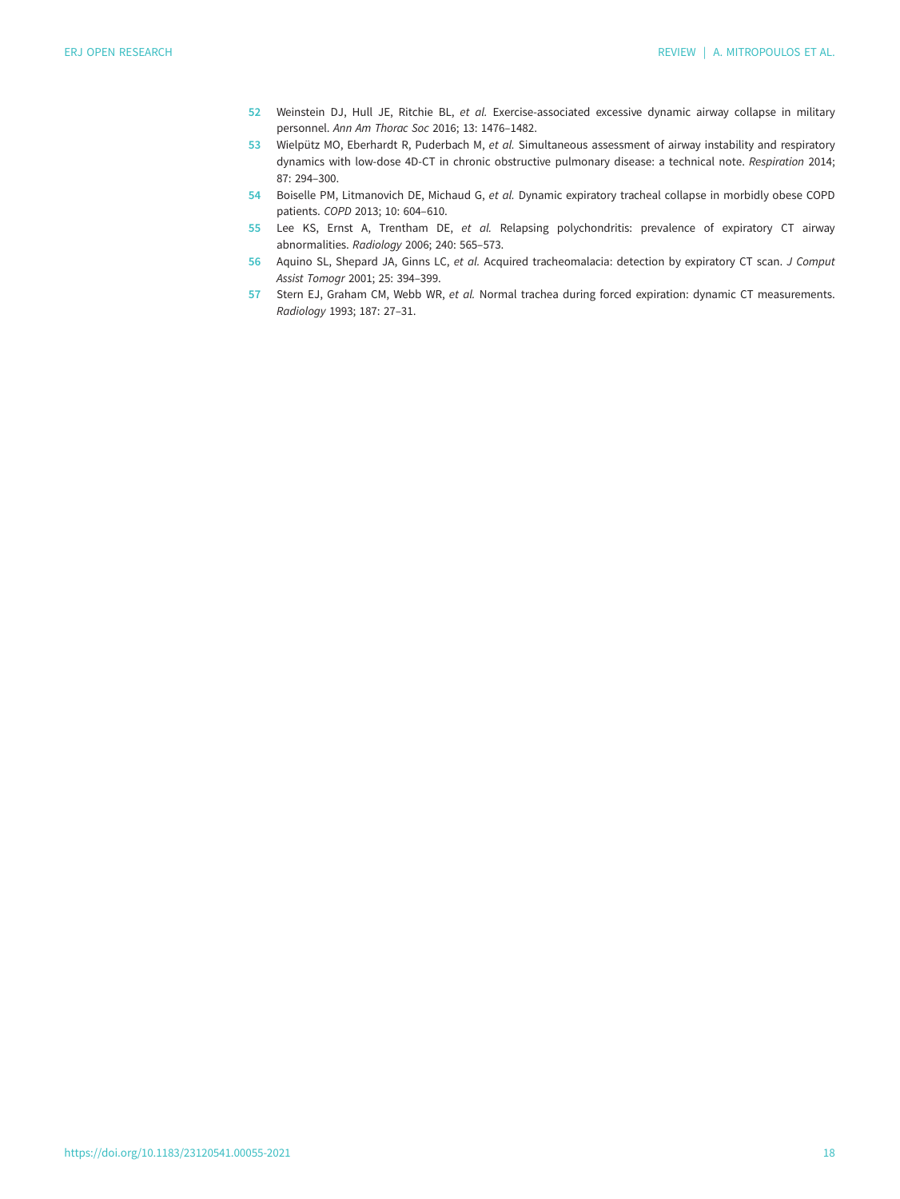52 Weinstein DJ, Hull JE, Ritchie BL, *et al.* Exercise-associated excessive dynamic airway collapse in military personnel. *Ann Am Thorac Soc* 2016; 13: 1476–1482.

53 Wielpütz MO, Eberhardt R, Puderbach M, *et al.* Simultaneous assessment of airway instability and respiratory dynamics with low-dose 4D-CT in chronic obstructive pulmonary disease: a technical note. *Respiration* 2014; 87: 294–300.

54 Boiselle PM, Litmanovich DE, Michaud G, *et al.* Dynamic expiratory tracheal collapse in morbidly obese COPD patients. *COPD* 2013; 10: 604–610.

55 Lee KS, Ernst A, Trentham DE, *et al.* Relapsing polychondritis: prevalence of expiratory CT airway abnormalities. *Radiology* 2006; 240: 565–573.

56 Aquino SL, Shepard JA, Ginns LC, *et al.* Acquired tracheomalacia: detection by expiratory CT scan. *J Comput Assist Tomogr* 2001; 25: 394–399.

57 Stern EJ, Graham CM, Webb WR, *et al.* Normal trachea during forced expiration: dynamic CT measurements. *Radiology* 1993; 187: 27–31.